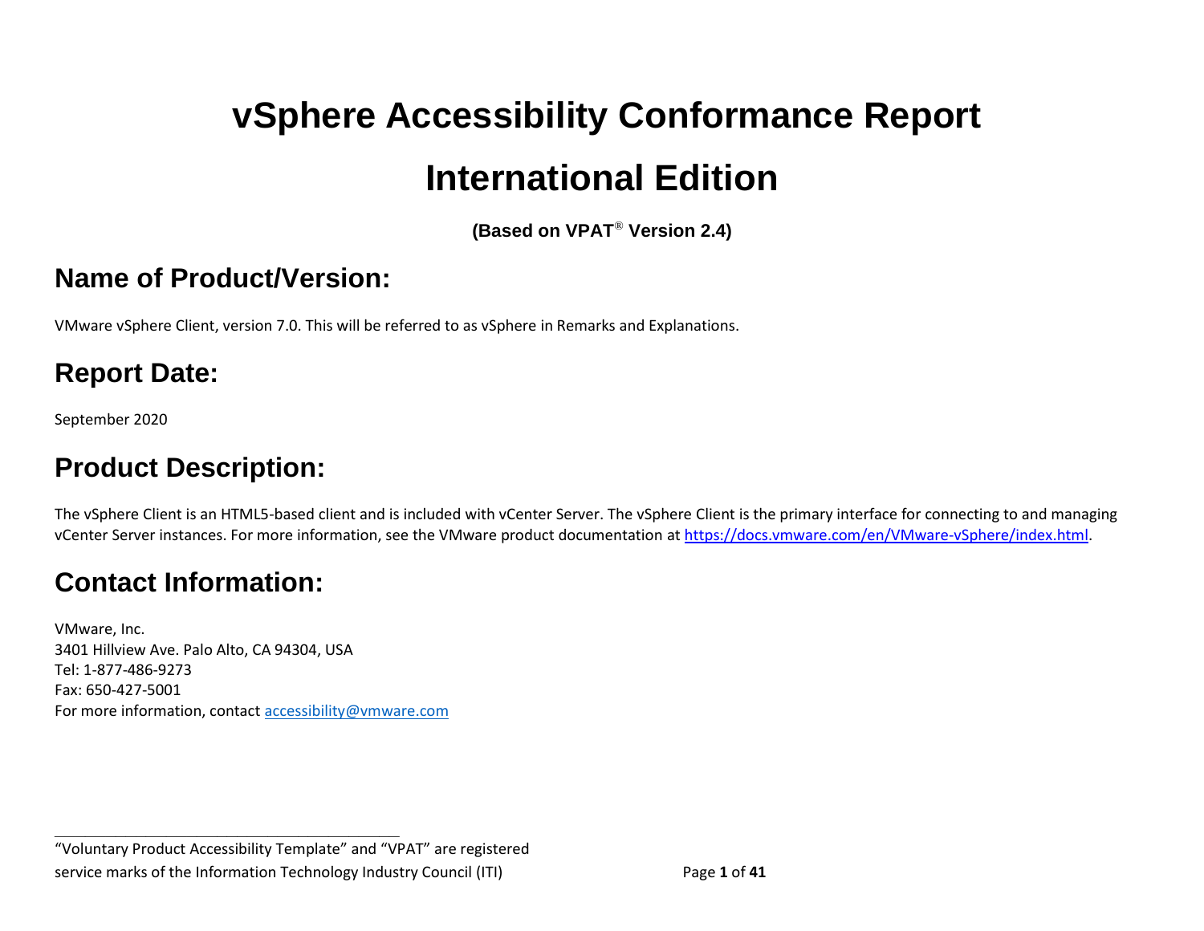# vSphere Accessibility Conformance Report

# International Edition

**(Based on VPAT® Version 2.4)**

## Name of Product/Version:

VMware vSphere Client, version 7.0. This will be referred to as vSphere in Remarks and Explanations.

## Report Date:

September 2020

## Product Description:

The vSphere Client is an HTML5-based client and is included with vCenter Server. The vSphere Client is the primary interface for connecting to and managing vCenter Server instances. For more information, see the VMware product documentation at [https://docs.vmware.com/en/VMware-vSphere/index.html](https://docs.vmware.com/en/VMware-vSphere/index.html).

## Contact Information:

VMware, Inc.
3401 Hillview Ave. Palo Alto, CA 94304, USA
Tel: 1-877-486-9273
Fax: 650-427-5001
For more information, contact [accessibility@vmware.com](mailto:accessibility@vmware.com)

---

"Voluntary Product Accessibility Template" and "VPAT" are registered service marks of the Information Technology Industry Council (ITI)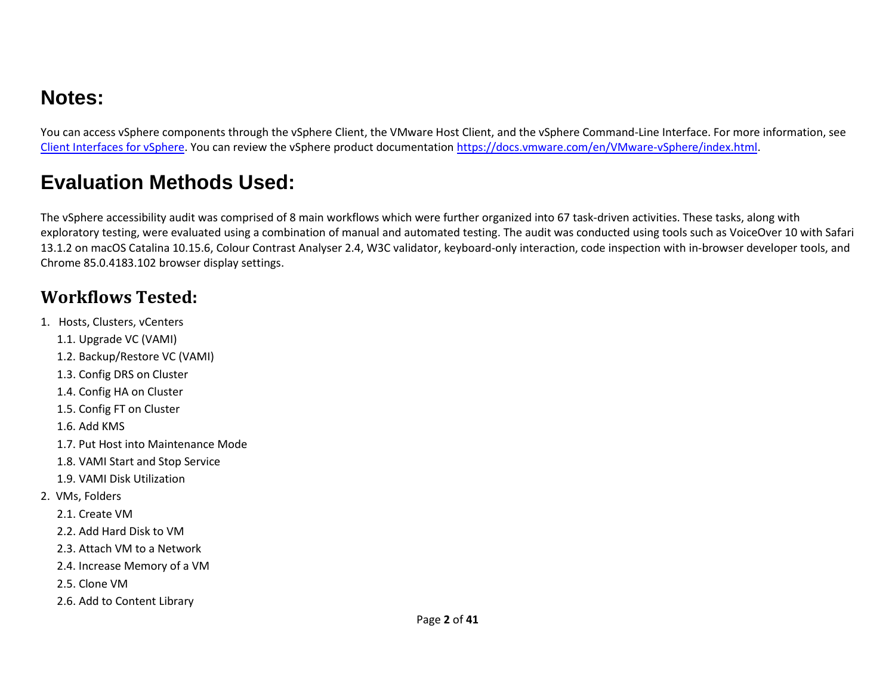## Notes:

You can access vSphere components through the vSphere Client, the VMware Host Client, and the vSphere Command-Line Interface. For more information, see [Client Interfaces for vSphere](). You can review the vSphere product documentation [https://docs.vmware.com/en/VMware-vSphere/index.html](https://docs.vmware.com/en/VMware-vSphere/index.html).

## Evaluation Methods Used:

The vSphere accessibility audit was comprised of 8 main workflows which were further organized into 67 task-driven activities. These tasks, along with exploratory testing, were evaluated using a combination of manual and automated testing. The audit was conducted using tools such as VoiceOver 10 with Safari 13.1.2 on macOS Catalina 10.15.6, Colour Contrast Analyser 2.4, W3C validator, keyboard-only interaction, code inspection with in-browser developer tools, and Chrome 85.0.4183.102 browser display settings.

### Workflows Tested:

1. Hosts, Clusters, vCenters
   - 1.1. Upgrade VC (VAMI)
   - 1.2. Backup/Restore VC (VAMI)
   - 1.3. Config DRS on Cluster
   - 1.4. Config HA on Cluster
   - 1.5. Config FT on Cluster
   - 1.6. Add KMS
   - 1.7. Put Host into Maintenance Mode
   - 1.8. VAMI Start and Stop Service
   - 1.9. VAMI Disk Utilization
2. VMs, Folders
   - 2.1. Create VM
   - 2.2. Add Hard Disk to VM
   - 2.3. Attach VM to a Network
   - 2.4. Increase Memory of a VM
   - 2.5. Clone VM
   - 2.6. Add to Content Library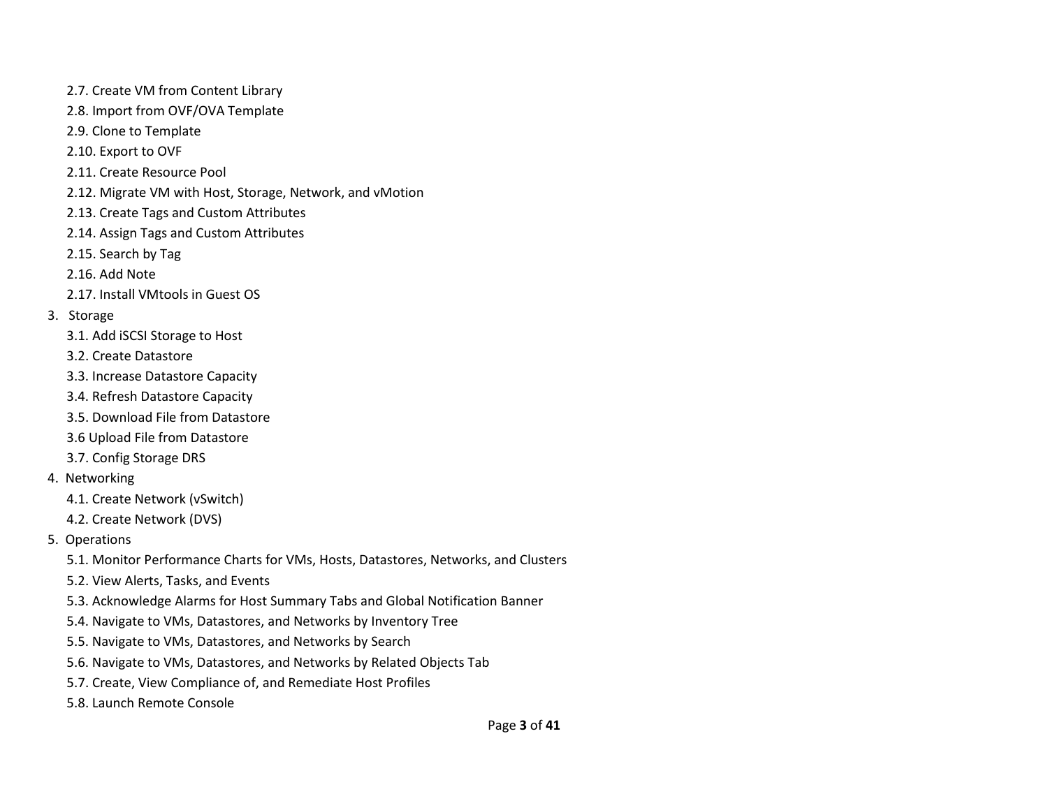- 2.7. Create VM from Content Library
- 2.8. Import from OVF/OVA Template
- 2.9. Clone to Template
- 2.10. Export to OVF
- 2.11. Create Resource Pool
- 2.12. Migrate VM with Host, Storage, Network, and vMotion
- 2.13. Create Tags and Custom Attributes
- 2.14. Assign Tags and Custom Attributes
- 2.15. Search by Tag
- 2.16. Add Note
- 2.17. Install VMtools in Guest OS

3. Storage
   - 3.1. Add iSCSI Storage to Host
   - 3.2. Create Datastore
   - 3.3. Increase Datastore Capacity
   - 3.4. Refresh Datastore Capacity
   - 3.5. Download File from Datastore
   - 3.6 Upload File from Datastore
   - 3.7. Config Storage DRS
4. Networking
   - 4.1. Create Network (vSwitch)
   - 4.2. Create Network (DVS)
5. Operations
   - 5.1. Monitor Performance Charts for VMs, Hosts, Datastores, Networks, and Clusters
   - 5.2. View Alerts, Tasks, and Events
   - 5.3. Acknowledge Alarms for Host Summary Tabs and Global Notification Banner
   - 5.4. Navigate to VMs, Datastores, and Networks by Inventory Tree
   - 5.5. Navigate to VMs, Datastores, and Networks by Search
   - 5.6. Navigate to VMs, Datastores, and Networks by Related Objects Tab
   - 5.7. Create, View Compliance of, and Remediate Host Profiles
   - 5.8. Launch Remote Console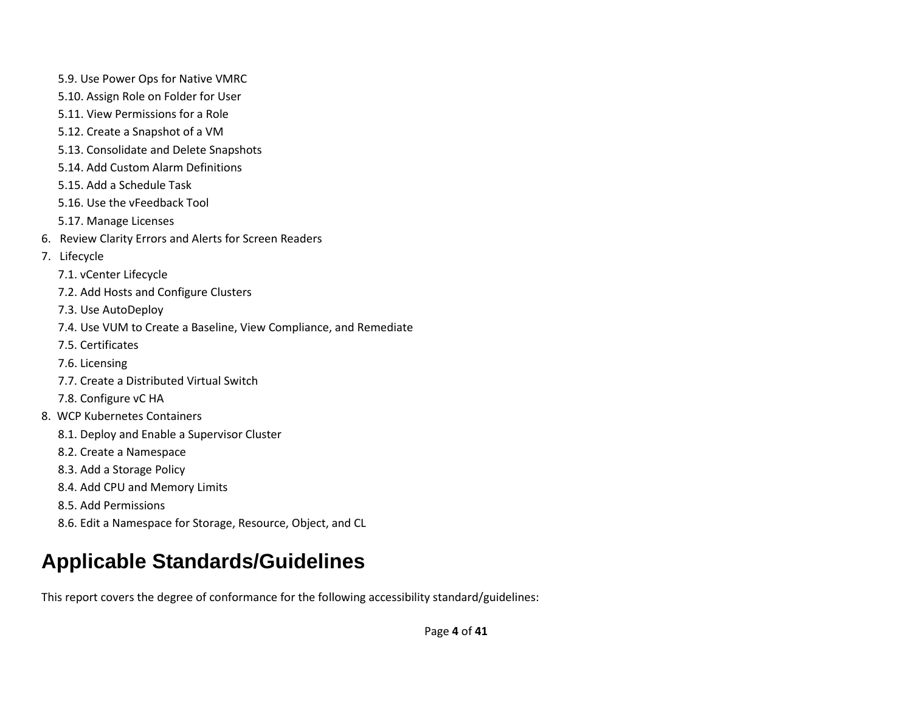- 5.9. Use Power Ops for Native VMRC
- 5.10. Assign Role on Folder for User
- 5.11. View Permissions for a Role
- 5.12. Create a Snapshot of a VM
- 5.13. Consolidate and Delete Snapshots
- 5.14. Add Custom Alarm Definitions
- 5.15. Add a Schedule Task
- 5.16. Use the vFeedback Tool
- 5.17. Manage Licenses

6. Review Clarity Errors and Alerts for Screen Readers
7. Lifecycle
   - 7.1. vCenter Lifecycle
   - 7.2. Add Hosts and Configure Clusters
   - 7.3. Use AutoDeploy
   - 7.4. Use VUM to Create a Baseline, View Compliance, and Remediate
   - 7.5. Certificates
   - 7.6. Licensing
   - 7.7. Create a Distributed Virtual Switch
   - 7.8. Configure vC HA
8. WCP Kubernetes Containers
   - 8.1. Deploy and Enable a Supervisor Cluster
   - 8.2. Create a Namespace
   - 8.3. Add a Storage Policy
   - 8.4. Add CPU and Memory Limits
   - 8.5. Add Permissions
   - 8.6. Edit a Namespace for Storage, Resource, Object, and CL

# Applicable Standards/Guidelines

This report covers the degree of conformance for the following accessibility standard/guidelines: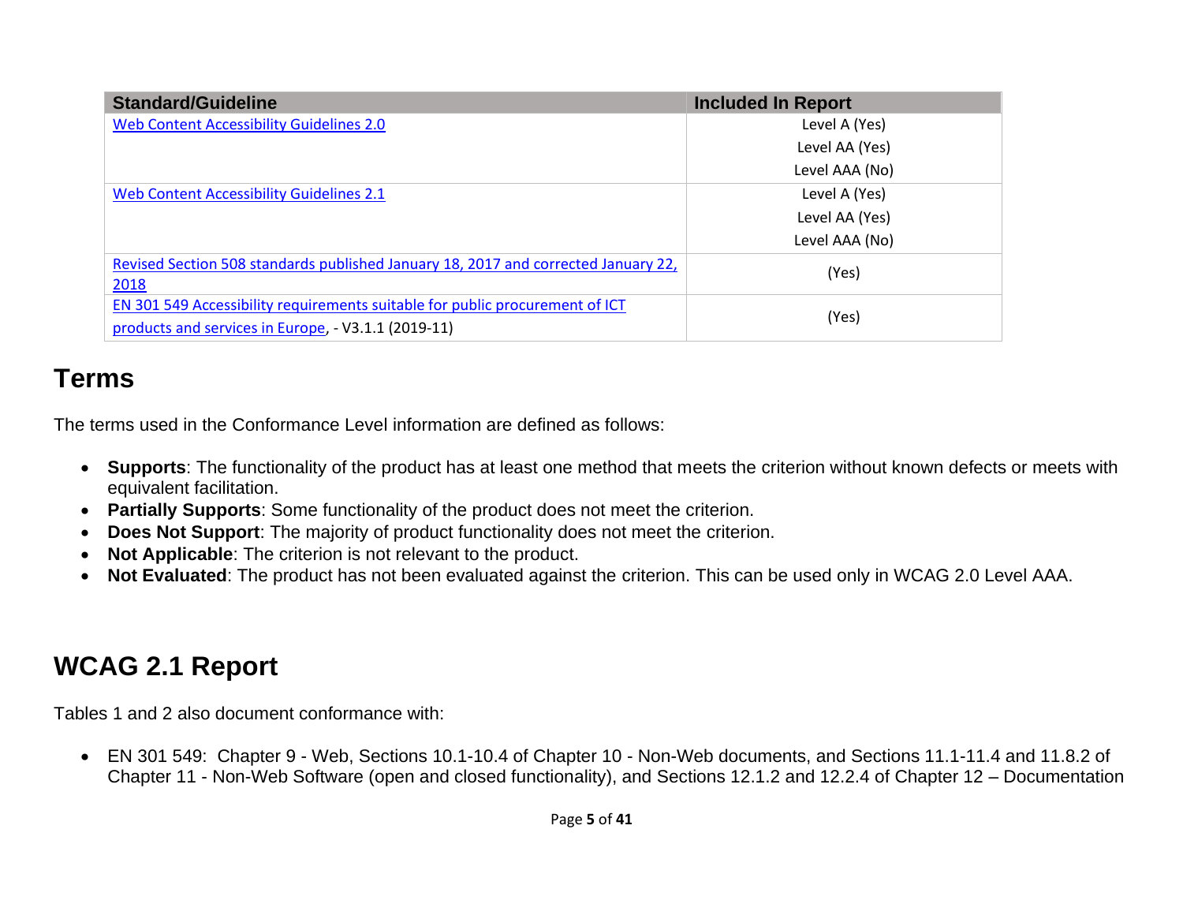| Standard/Guideline | Included In Report |
| --- | --- |
| [Web Content Accessibility Guidelines 2.0](#) | Level A (Yes)<br>Level AA (Yes)<br>Level AAA (No) |
| [Web Content Accessibility Guidelines 2.1](#) | Level A (Yes)<br>Level AA (Yes)<br>Level AAA (No) |
| [Revised Section 508 standards published January 18, 2017 and corrected January 22, 2018](#) | (Yes) |
| [EN 301 549 Accessibility requirements suitable for public procurement of ICT products and services in Europe](#), - V3.1.1 (2019-11) | (Yes) |

## Terms

The terms used in the Conformance Level information are defined as follows:

- **Supports**: The functionality of the product has at least one method that meets the criterion without known defects or meets with equivalent facilitation.
- **Partially Supports**: Some functionality of the product does not meet the criterion.
- **Does Not Support**: The majority of product functionality does not meet the criterion.
- **Not Applicable**: The criterion is not relevant to the product.
- **Not Evaluated**: The product has not been evaluated against the criterion. This can be used only in WCAG 2.0 Level AAA.

## WCAG 2.1 Report

Tables 1 and 2 also document conformance with:

- EN 301 549: Chapter 9 - Web, Sections 10.1-10.4 of Chapter 10 - Non-Web documents, and Sections 11.1-11.4 and 11.8.2 of Chapter 11 - Non-Web Software (open and closed functionality), and Sections 12.1.2 and 12.2.4 of Chapter 12 – Documentation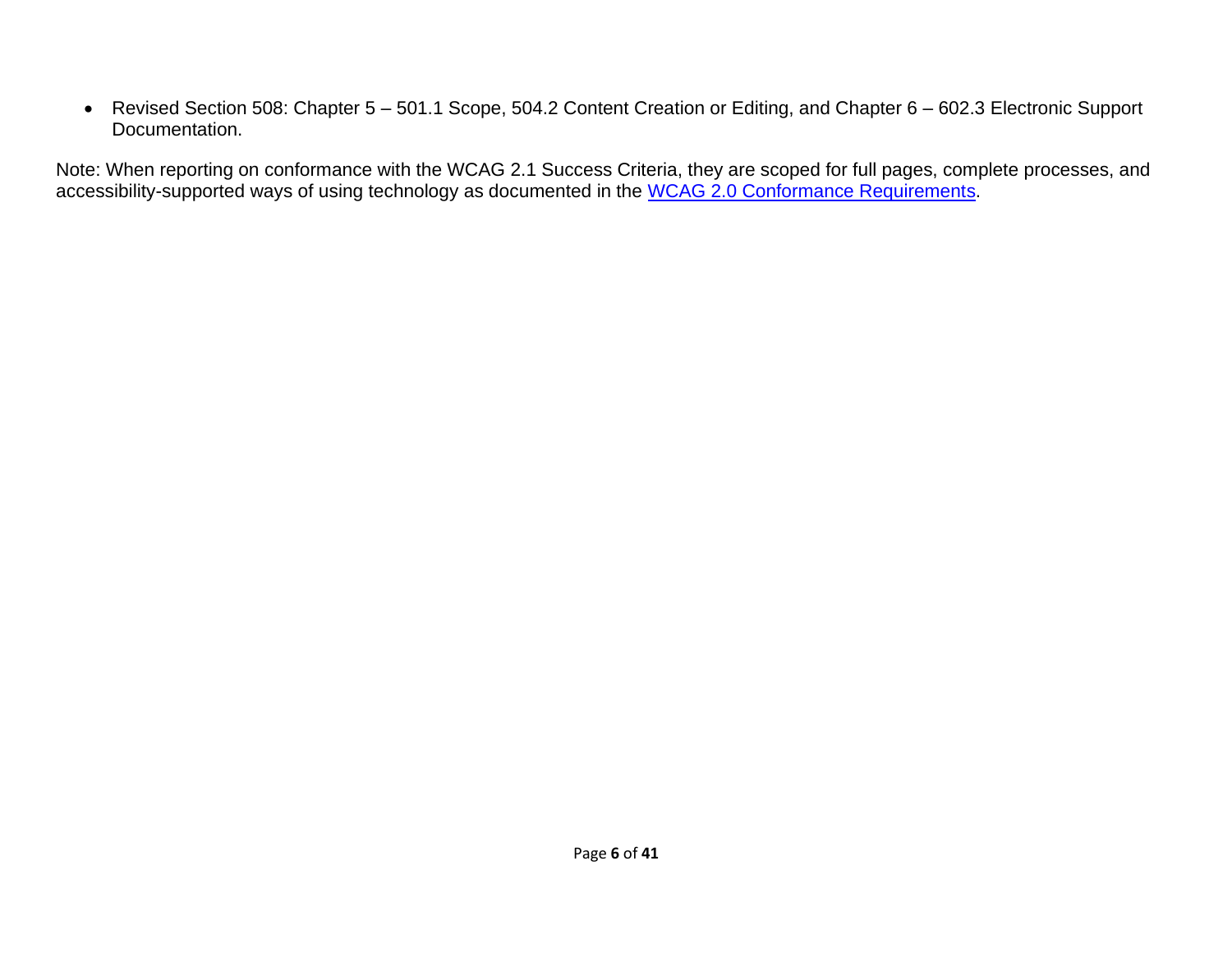- Revised Section 508: Chapter 5 – 501.1 Scope, 504.2 Content Creation or Editing, and Chapter 6 – 602.3 Electronic Support Documentation.

Note: When reporting on conformance with the WCAG 2.1 Success Criteria, they are scoped for full pages, complete processes, and accessibility-supported ways of using technology as documented in the WCAG 2.0 Conformance Requirements.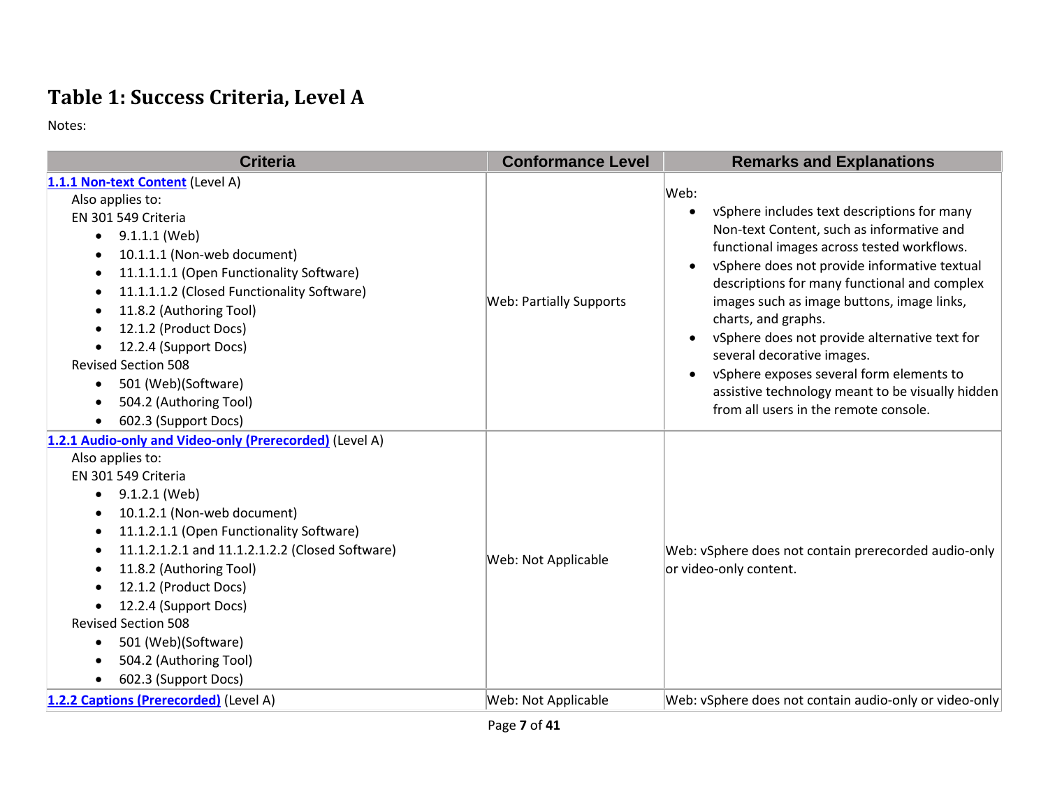# Table 1: Success Criteria, Level A

Notes:

| Criteria | Conformance Level | Remarks and Explanations |
|---|---|---|
| **1.1.1 Non-text Content** (Level A)<br>Also applies to:<br>EN 301 549 Criteria<br>• 9.1.1.1 (Web)<br>• 10.1.1.1 (Non-web document)<br>• 11.1.1.1.1 (Open Functionality Software)<br>• 11.1.1.1.2 (Closed Functionality Software)<br>• 11.8.2 (Authoring Tool)<br>• 12.1.2 (Product Docs)<br>• 12.2.4 (Support Docs)<br>Revised Section 508<br>• 501 (Web)(Software)<br>• 504.2 (Authoring Tool)<br>• 602.3 (Support Docs) | Web: Partially Supports | Web:<br>• vSphere includes text descriptions for many Non-text Content, such as informative and functional images across tested workflows.<br>• vSphere does not provide informative textual descriptions for many functional and complex images such as image buttons, image links, charts, and graphs.<br>• vSphere does not provide alternative text for several decorative images.<br>• vSphere exposes several form elements to assistive technology meant to be visually hidden from all users in the remote console. |
| **1.2.1 Audio-only and Video-only (Prerecorded)** (Level A)<br>Also applies to:<br>EN 301 549 Criteria<br>• 9.1.2.1 (Web)<br>• 10.1.2.1 (Non-web document)<br>• 11.1.2.1.1 (Open Functionality Software)<br>• 11.1.2.1.2.1 and 11.1.2.1.2.2 (Closed Software)<br>• 11.8.2 (Authoring Tool)<br>• 12.1.2 (Product Docs)<br>• 12.2.4 (Support Docs)<br>Revised Section 508<br>• 501 (Web)(Software)<br>• 504.2 (Authoring Tool)<br>• 602.3 (Support Docs) | Web: Not Applicable | Web: vSphere does not contain prerecorded audio-only or video-only content. |
| **1.2.2 Captions (Prerecorded)** (Level A) | Web: Not Applicable | Web: vSphere does not contain audio-only or video-only |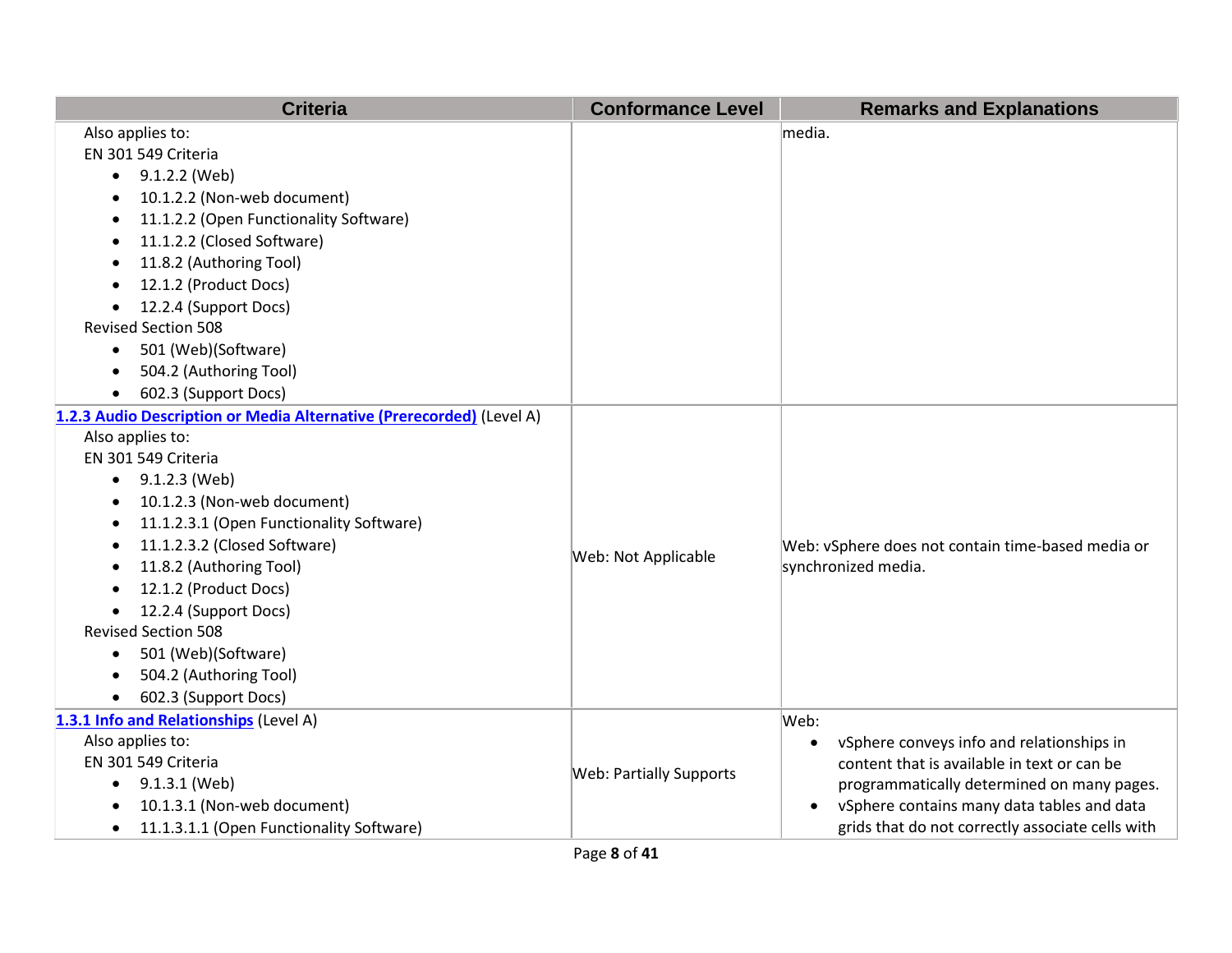| Criteria | Conformance Level | Remarks and Explanations |
| --- | --- | --- |
| Also applies to:<br>EN 301 549 Criteria<br>• 9.1.2.2 (Web)<br>• 10.1.2.2 (Non-web document)<br>• 11.1.2.2 (Open Functionality Software)<br>• 11.1.2.2 (Closed Software)<br>• 11.8.2 (Authoring Tool)<br>• 12.1.2 (Product Docs)<br>• 12.2.4 (Support Docs)<br>Revised Section 508<br>• 501 (Web)(Software)<br>• 504.2 (Authoring Tool)<br>• 602.3 (Support Docs) | | media. |
| **1.2.3 Audio Description or Media Alternative (Prerecorded)** (Level A)<br>Also applies to:<br>EN 301 549 Criteria<br>• 9.1.2.3 (Web)<br>• 10.1.2.3 (Non-web document)<br>• 11.1.2.3.1 (Open Functionality Software)<br>• 11.1.2.3.2 (Closed Software)<br>• 11.8.2 (Authoring Tool)<br>• 12.1.2 (Product Docs)<br>• 12.2.4 (Support Docs)<br>Revised Section 508<br>• 501 (Web)(Software)<br>• 504.2 (Authoring Tool)<br>• 602.3 (Support Docs) | Web: Not Applicable | Web: vSphere does not contain time-based media or synchronized media. |
| **1.3.1 Info and Relationships** (Level A)<br>Also applies to:<br>EN 301 549 Criteria<br>• 9.1.3.1 (Web)<br>• 10.1.3.1 (Non-web document)<br>• 11.1.3.1.1 (Open Functionality Software) | Web: Partially Supports | Web:<br>• vSphere conveys info and relationships in content that is available in text or can be programmatically determined on many pages.<br>• vSphere contains many data tables and data grids that do not correctly associate cells with |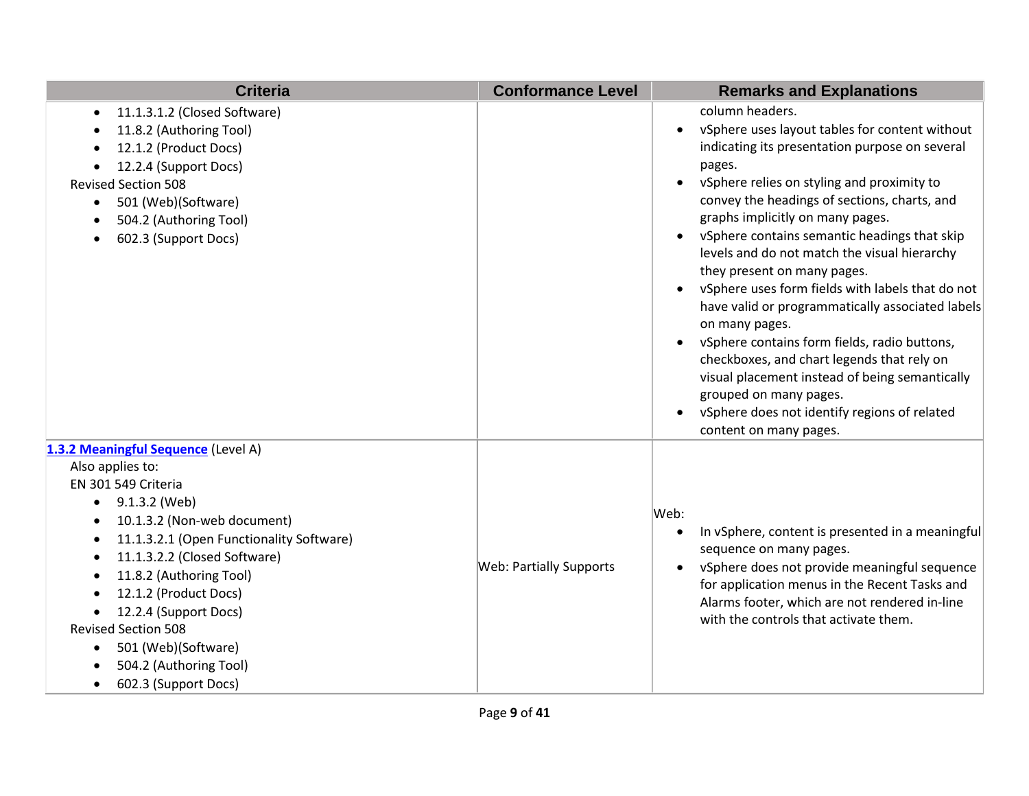| Criteria | Conformance Level | Remarks and Explanations |
| --- | --- | --- |
| <ul><li>11.1.3.1.2 (Closed Software)</li><li>11.8.2 (Authoring Tool)</li><li>12.1.2 (Product Docs)</li><li>12.2.4 (Support Docs)</li></ul>Revised Section 508<ul><li>501 (Web)(Software)</li><li>504.2 (Authoring Tool)</li><li>602.3 (Support Docs)</li></ul> | | column headers.<ul><li>vSphere uses layout tables for content without indicating its presentation purpose on several pages.</li><li>vSphere relies on styling and proximity to convey the headings of sections, charts, and graphs implicitly on many pages.</li><li>vSphere contains semantic headings that skip levels and do not match the visual hierarchy they present on many pages.</li><li>vSphere uses form fields with labels that do not have valid or programmatically associated labels on many pages.</li><li>vSphere contains form fields, radio buttons, checkboxes, and chart legends that rely on visual placement instead of being semantically grouped on many pages.</li><li>vSphere does not identify regions of related content on many pages.</li></ul> |
| **1.3.2 Meaningful Sequence** (Level A)<br>Also applies to:<br>EN 301 549 Criteria<ul><li>9.1.3.2 (Web)</li><li>10.1.3.2 (Non-web document)</li><li>11.1.3.2.1 (Open Functionality Software)</li><li>11.1.3.2.2 (Closed Software)</li><li>11.8.2 (Authoring Tool)</li><li>12.1.2 (Product Docs)</li><li>12.2.4 (Support Docs)</li></ul>Revised Section 508<ul><li>501 (Web)(Software)</li><li>504.2 (Authoring Tool)</li><li>602.3 (Support Docs)</li></ul> | Web: Partially Supports | Web:<ul><li>In vSphere, content is presented in a meaningful sequence on many pages.</li><li>vSphere does not provide meaningful sequence for application menus in the Recent Tasks and Alarms footer, which are not rendered in-line with the controls that activate them.</li></ul> |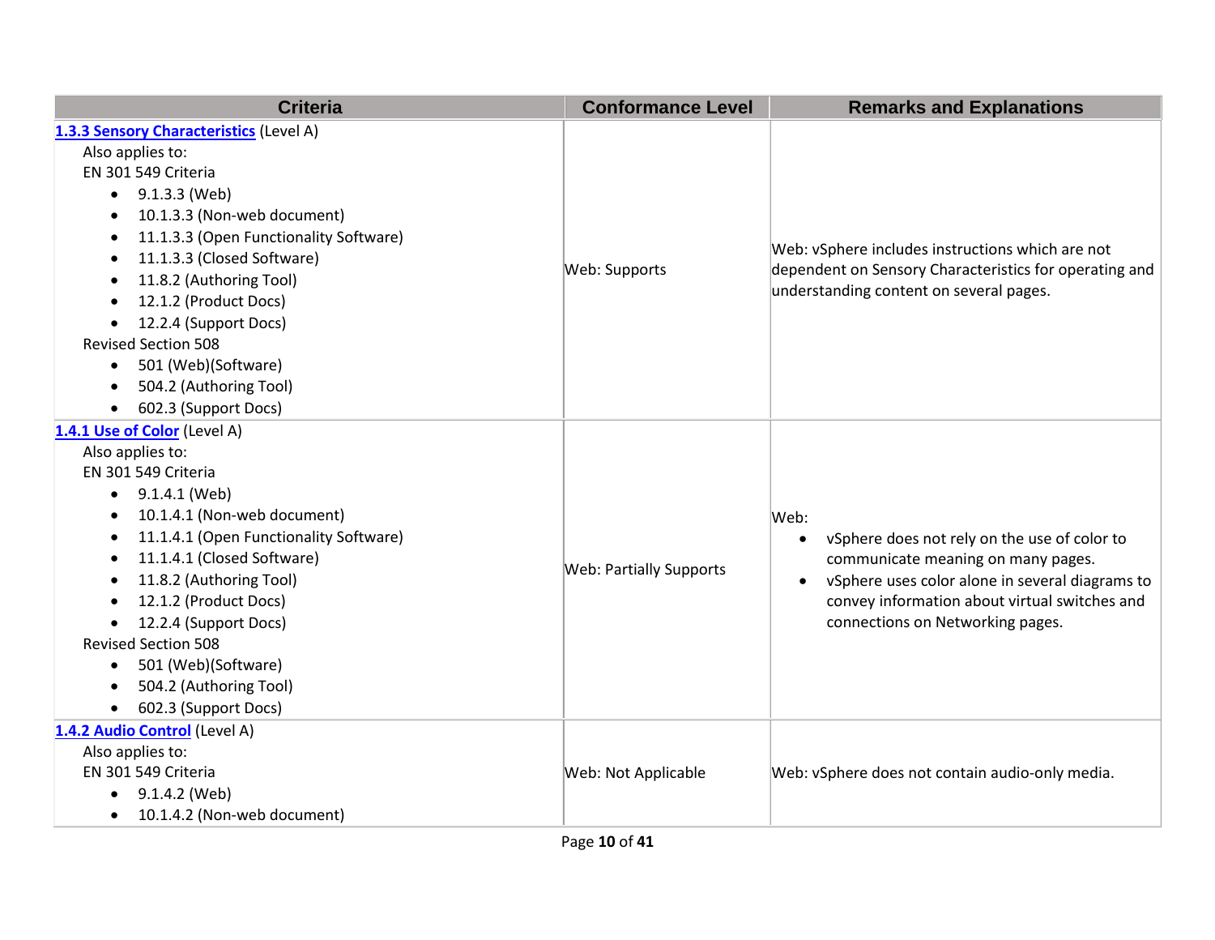| Criteria | Conformance Level | Remarks and Explanations |
| --- | --- | --- |
| **1.3.3 Sensory Characteristics** (Level A)<br>Also applies to:<br>EN 301 549 Criteria<br>• 9.1.3.3 (Web)<br>• 10.1.3.3 (Non-web document)<br>• 11.1.3.3 (Open Functionality Software)<br>• 11.1.3.3 (Closed Software)<br>• 11.8.2 (Authoring Tool)<br>• 12.1.2 (Product Docs)<br>• 12.2.4 (Support Docs)<br>Revised Section 508<br>• 501 (Web)(Software)<br>• 504.2 (Authoring Tool)<br>• 602.3 (Support Docs) | Web: Supports | Web: vSphere includes instructions which are not dependent on Sensory Characteristics for operating and understanding content on several pages. |
| **1.4.1 Use of Color** (Level A)<br>Also applies to:<br>EN 301 549 Criteria<br>• 9.1.4.1 (Web)<br>• 10.1.4.1 (Non-web document)<br>• 11.1.4.1 (Open Functionality Software)<br>• 11.1.4.1 (Closed Software)<br>• 11.8.2 (Authoring Tool)<br>• 12.1.2 (Product Docs)<br>• 12.2.4 (Support Docs)<br>Revised Section 508<br>• 501 (Web)(Software)<br>• 504.2 (Authoring Tool)<br>• 602.3 (Support Docs) | Web: Partially Supports | Web:<br>• vSphere does not rely on the use of color to communicate meaning on many pages.<br>• vSphere uses color alone in several diagrams to convey information about virtual switches and connections on Networking pages. |
| **1.4.2 Audio Control** (Level A)<br>Also applies to:<br>EN 301 549 Criteria<br>• 9.1.4.2 (Web)<br>• 10.1.4.2 (Non-web document) | Web: Not Applicable | Web: vSphere does not contain audio-only media. |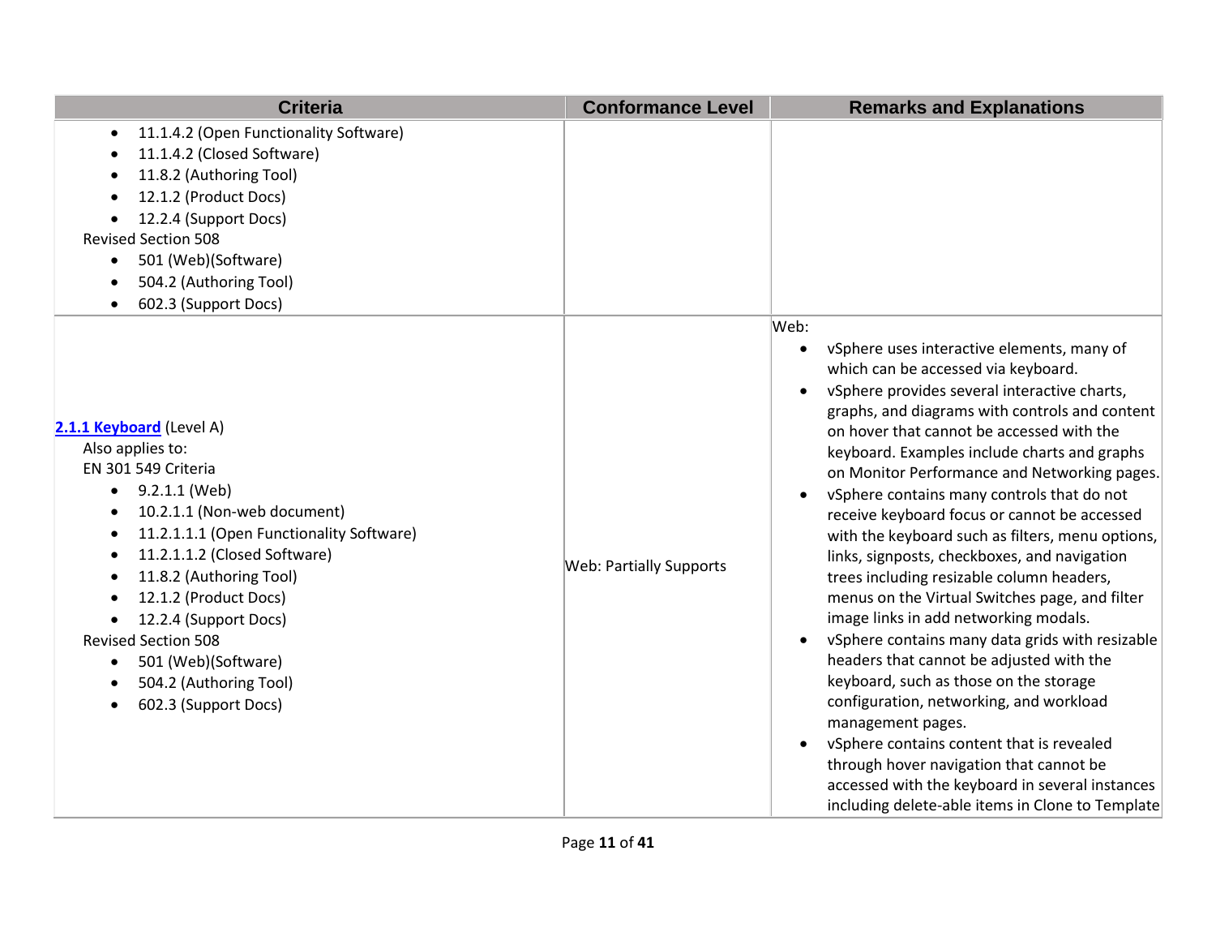| Criteria | Conformance Level | Remarks and Explanations |
|---|---|---|
| • 11.1.4.2 (Open Functionality Software)<br>• 11.1.4.2 (Closed Software)<br>• 11.8.2 (Authoring Tool)<br>• 12.1.2 (Product Docs)<br>• 12.2.4 (Support Docs)<br>Revised Section 508<br>• 501 (Web)(Software)<br>• 504.2 (Authoring Tool)<br>• 602.3 (Support Docs) | | |
| **[2.1.1 Keyboard](#)** (Level A)<br>Also applies to:<br>EN 301 549 Criteria<br>• 9.2.1.1 (Web)<br>• 10.2.1.1 (Non-web document)<br>• 11.2.1.1.1 (Open Functionality Software)<br>• 11.2.1.1.2 (Closed Software)<br>• 11.8.2 (Authoring Tool)<br>• 12.1.2 (Product Docs)<br>• 12.2.4 (Support Docs)<br>Revised Section 508<br>• 501 (Web)(Software)<br>• 504.2 (Authoring Tool)<br>• 602.3 (Support Docs) | Web: Partially Supports | Web:<br>• vSphere uses interactive elements, many of which can be accessed via keyboard.<br>• vSphere provides several interactive charts, graphs, and diagrams with controls and content on hover that cannot be accessed with the keyboard. Examples include charts and graphs on Monitor Performance and Networking pages.<br>• vSphere contains many controls that do not receive keyboard focus or cannot be accessed with the keyboard such as filters, menu options, links, signposts, checkboxes, and navigation trees including resizable column headers, menus on the Virtual Switches page, and filter image links in add networking modals.<br>• vSphere contains many data grids with resizable headers that cannot be adjusted with the keyboard, such as those on the storage configuration, networking, and workload management pages.<br>• vSphere contains content that is revealed through hover navigation that cannot be accessed with the keyboard in several instances including delete-able items in Clone to Template |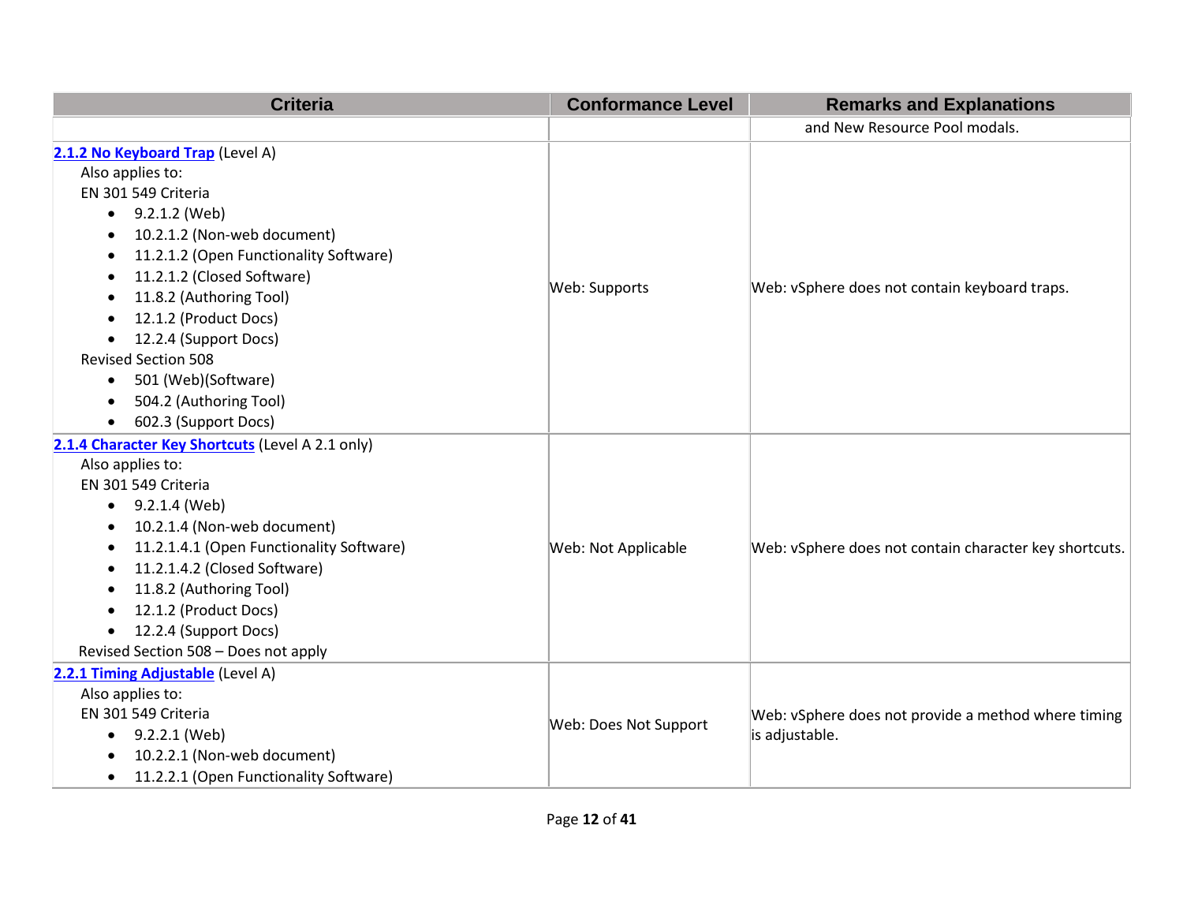| Criteria | Conformance Level | Remarks and Explanations |
|---|---|---|
| | | and New Resource Pool modals. |
| **[2.1.2 No Keyboard Trap](#)** (Level A)<br>Also applies to:<br>EN 301 549 Criteria<br>• 9.2.1.2 (Web)<br>• 10.2.1.2 (Non-web document)<br>• 11.2.1.2 (Open Functionality Software)<br>• 11.2.1.2 (Closed Software)<br>• 11.8.2 (Authoring Tool)<br>• 12.1.2 (Product Docs)<br>• 12.2.4 (Support Docs)<br>Revised Section 508<br>• 501 (Web)(Software)<br>• 504.2 (Authoring Tool)<br>• 602.3 (Support Docs) | Web: Supports | Web: vSphere does not contain keyboard traps. |
| **[2.1.4 Character Key Shortcuts](#)** (Level A 2.1 only)<br>Also applies to:<br>EN 301 549 Criteria<br>• 9.2.1.4 (Web)<br>• 10.2.1.4 (Non-web document)<br>• 11.2.1.4.1 (Open Functionality Software)<br>• 11.2.1.4.2 (Closed Software)<br>• 11.8.2 (Authoring Tool)<br>• 12.1.2 (Product Docs)<br>• 12.2.4 (Support Docs)<br>Revised Section 508 – Does not apply | Web: Not Applicable | Web: vSphere does not contain character key shortcuts. |
| **[2.2.1 Timing Adjustable](#)** (Level A)<br>Also applies to:<br>EN 301 549 Criteria<br>• 9.2.2.1 (Web)<br>• 10.2.2.1 (Non-web document)<br>• 11.2.2.1 (Open Functionality Software) | Web: Does Not Support | Web: vSphere does not provide a method where timing is adjustable. |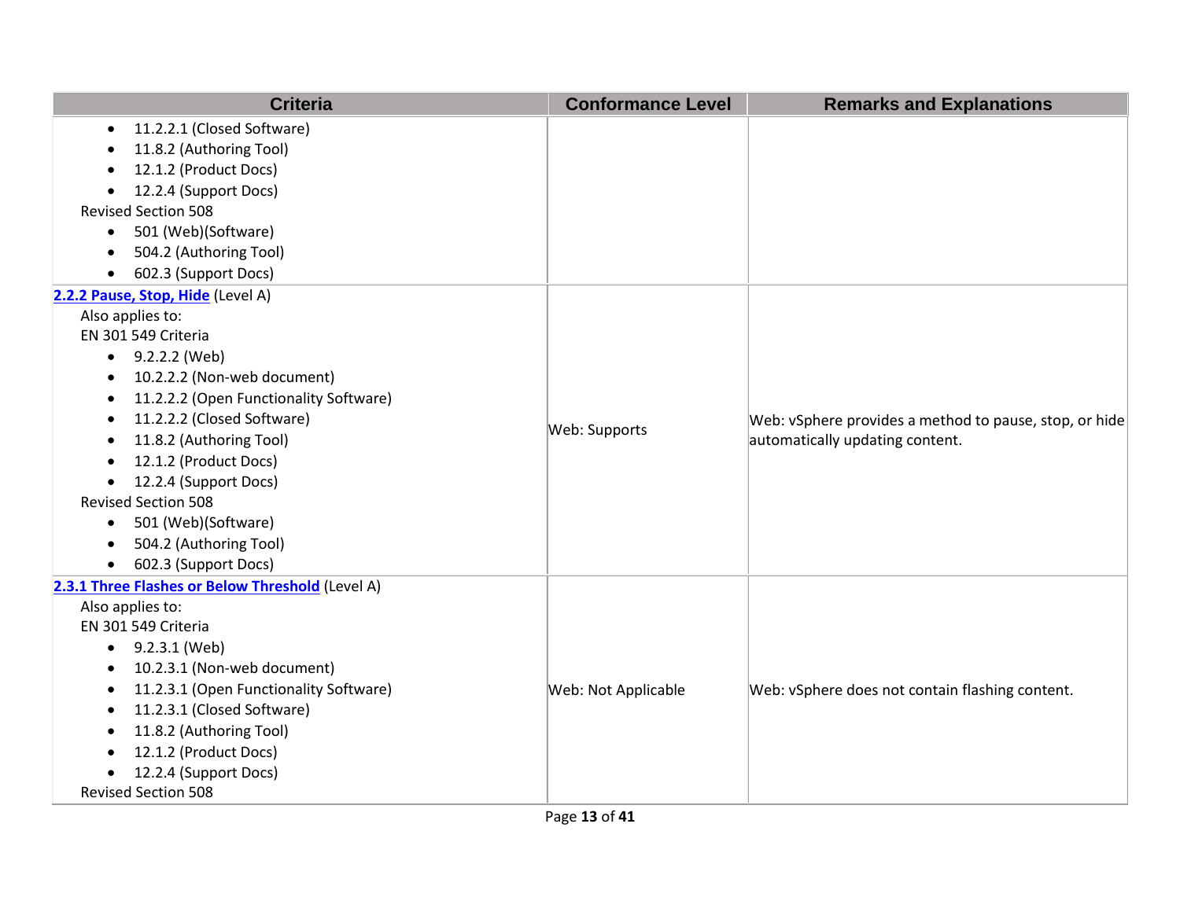| Criteria | Conformance Level | Remarks and Explanations |
|---|---|---|
| <ul><li>11.2.2.1 (Closed Software)</li><li>11.8.2 (Authoring Tool)</li><li>12.1.2 (Product Docs)</li><li>12.2.4 (Support Docs)</li></ul>Revised Section 508<ul><li>501 (Web)(Software)</li><li>504.2 (Authoring Tool)</li><li>602.3 (Support Docs)</li></ul> | | |
| [2.2.2 Pause, Stop, Hide](https://www.w3.org/TR/WCAG20/#time-limits-pause) (Level A)<br>Also applies to:<br>EN 301 549 Criteria<ul><li>9.2.2.2 (Web)</li><li>10.2.2.2 (Non-web document)</li><li>11.2.2.2 (Open Functionality Software)</li><li>11.2.2.2 (Closed Software)</li><li>11.8.2 (Authoring Tool)</li><li>12.1.2 (Product Docs)</li><li>12.2.4 (Support Docs)</li></ul>Revised Section 508<ul><li>501 (Web)(Software)</li><li>504.2 (Authoring Tool)</li><li>602.3 (Support Docs)</li></ul> | Web: Supports | Web: vSphere provides a method to pause, stop, or hide automatically updating content. |
| [2.3.1 Three Flashes or Below Threshold](https://www.w3.org/TR/WCAG20/#seizure-does-not-violate) (Level A)<br>Also applies to:<br>EN 301 549 Criteria<ul><li>9.2.3.1 (Web)</li><li>10.2.3.1 (Non-web document)</li><li>11.2.3.1 (Open Functionality Software)</li><li>11.2.3.1 (Closed Software)</li><li>11.8.2 (Authoring Tool)</li><li>12.1.2 (Product Docs)</li><li>12.2.4 (Support Docs)</li></ul>Revised Section 508 | Web: Not Applicable | Web: vSphere does not contain flashing content. |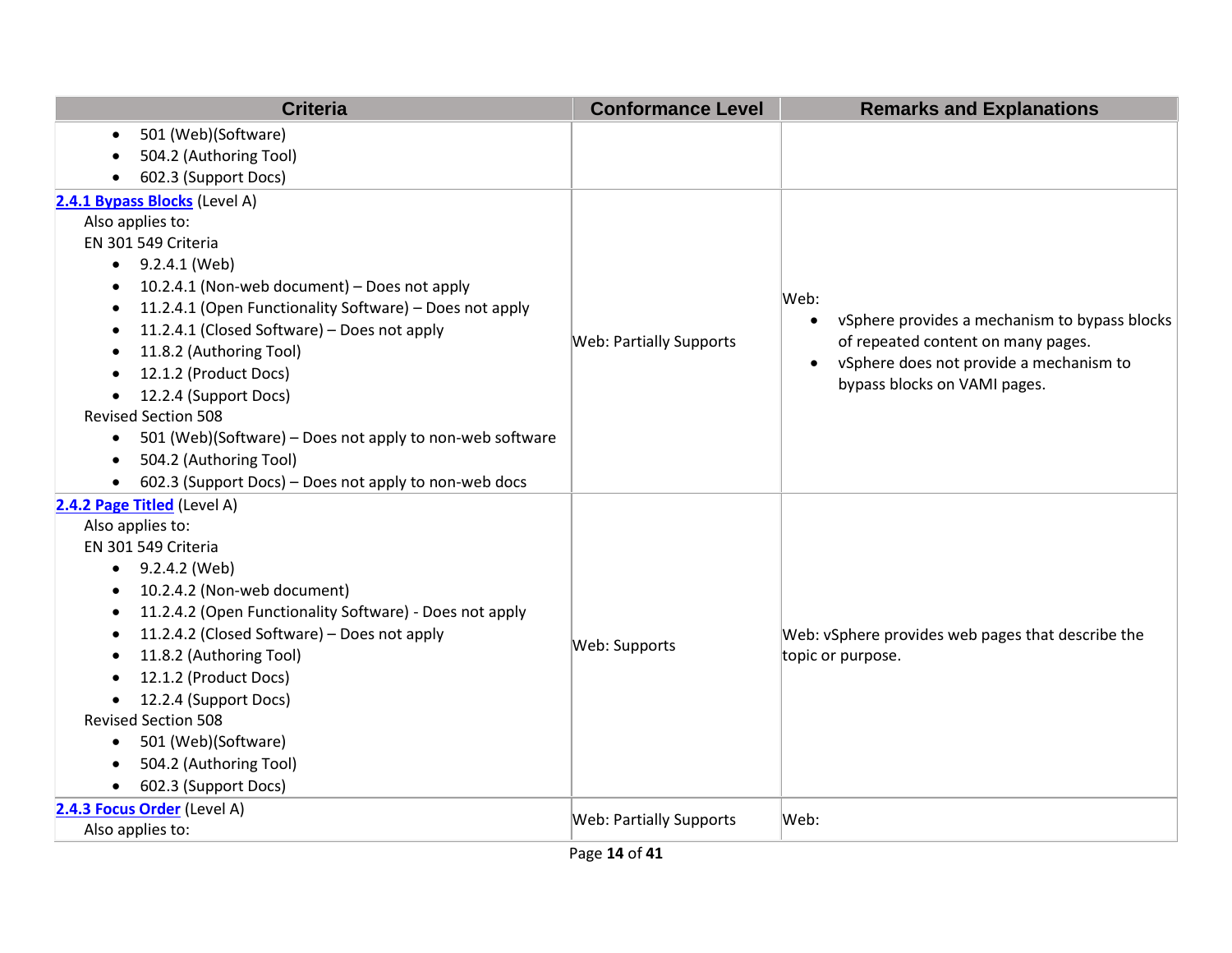| Criteria | Conformance Level | Remarks and Explanations |
|---|---|---|
| <ul><li>501 (Web)(Software)</li><li>504.2 (Authoring Tool)</li><li>602.3 (Support Docs)</li></ul> | | |
| **2.4.1 Bypass Blocks** (Level A)<br>Also applies to:<br>EN 301 549 Criteria<ul><li>9.2.4.1 (Web)</li><li>10.2.4.1 (Non-web document) – Does not apply</li><li>11.2.4.1 (Open Functionality Software) – Does not apply</li><li>11.2.4.1 (Closed Software) – Does not apply</li><li>11.8.2 (Authoring Tool)</li><li>12.1.2 (Product Docs)</li><li>12.2.4 (Support Docs)</li></ul>Revised Section 508<ul><li>501 (Web)(Software) – Does not apply to non-web software</li><li>504.2 (Authoring Tool)</li><li>602.3 (Support Docs) – Does not apply to non-web docs</li></ul> | Web: Partially Supports | Web:<ul><li>vSphere provides a mechanism to bypass blocks of repeated content on many pages.</li><li>vSphere does not provide a mechanism to bypass blocks on VAMI pages.</li></ul> |
| **2.4.2 Page Titled** (Level A)<br>Also applies to:<br>EN 301 549 Criteria<ul><li>9.2.4.2 (Web)</li><li>10.2.4.2 (Non-web document)</li><li>11.2.4.2 (Open Functionality Software) - Does not apply</li><li>11.2.4.2 (Closed Software) – Does not apply</li><li>11.8.2 (Authoring Tool)</li><li>12.1.2 (Product Docs)</li><li>12.2.4 (Support Docs)</li></ul>Revised Section 508<ul><li>501 (Web)(Software)</li><li>504.2 (Authoring Tool)</li><li>602.3 (Support Docs)</li></ul> | Web: Supports | Web: vSphere provides web pages that describe the topic or purpose. |
| **2.4.3 Focus Order** (Level A)<br>Also applies to: | Web: Partially Supports | Web: |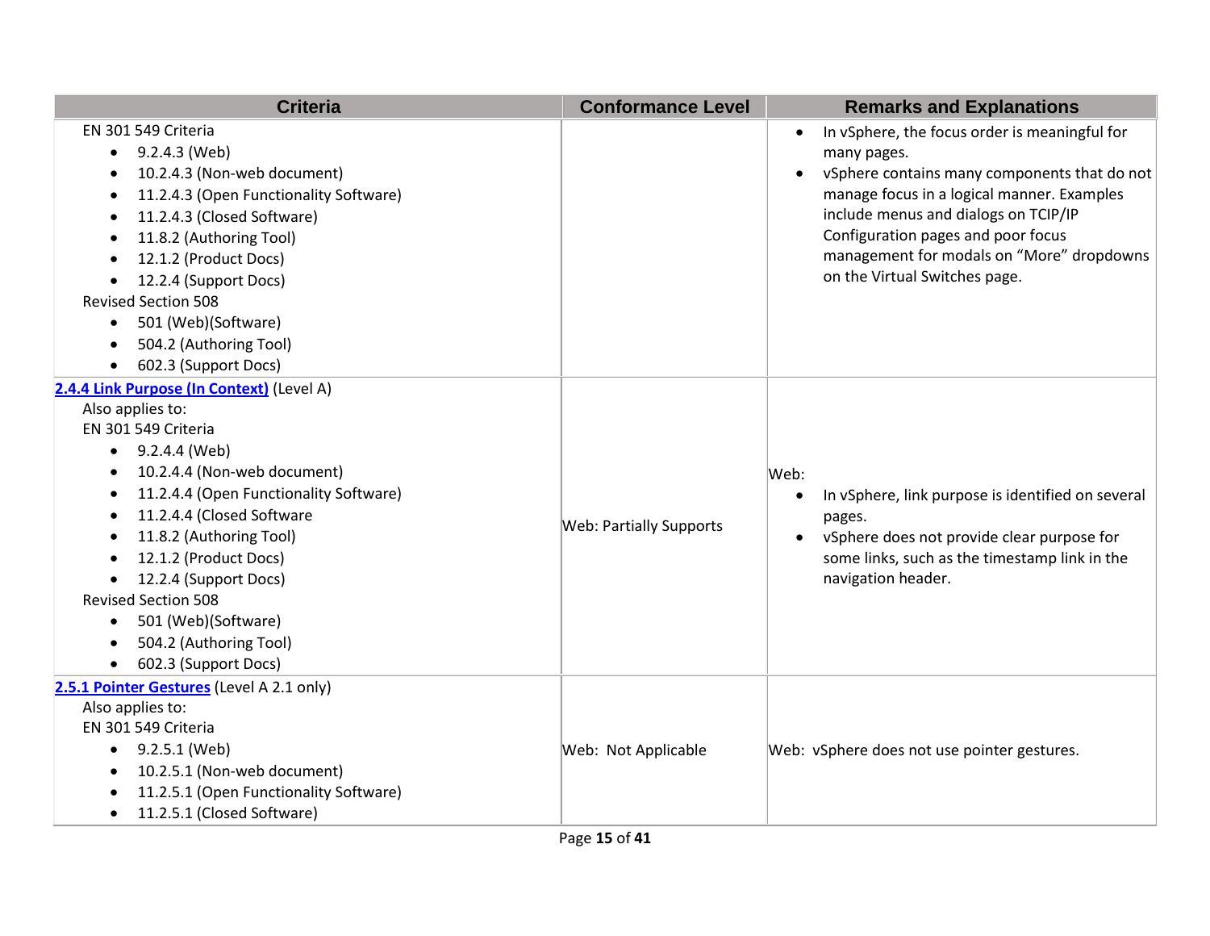| Criteria | Conformance Level | Remarks and Explanations |
|---|---|---|
| EN 301 549 Criteria<br>• 9.2.4.3 (Web)<br>• 10.2.4.3 (Non-web document)<br>• 11.2.4.3 (Open Functionality Software)<br>• 11.2.4.3 (Closed Software)<br>• 11.8.2 (Authoring Tool)<br>• 12.1.2 (Product Docs)<br>• 12.2.4 (Support Docs)<br>Revised Section 508<br>• 501 (Web)(Software)<br>• 504.2 (Authoring Tool)<br>• 602.3 (Support Docs) | | • In vSphere, the focus order is meaningful for many pages.<br>• vSphere contains many components that do not manage focus in a logical manner. Examples include menus and dialogs on TCP/IP Configuration pages and poor focus management for modals on “More” dropdowns on the Virtual Switches page. |
| **2.4.4 Link Purpose (In Context)** (Level A)<br>Also applies to:<br>EN 301 549 Criteria<br>• 9.2.4.4 (Web)<br>• 10.2.4.4 (Non-web document)<br>• 11.2.4.4 (Open Functionality Software)<br>• 11.2.4.4 (Closed Software<br>• 11.8.2 (Authoring Tool)<br>• 12.1.2 (Product Docs)<br>• 12.2.4 (Support Docs)<br>Revised Section 508<br>• 501 (Web)(Software)<br>• 504.2 (Authoring Tool)<br>• 602.3 (Support Docs) | Web: Partially Supports | Web:<br>• In vSphere, link purpose is identified on several pages.<br>• vSphere does not provide clear purpose for some links, such as the timestamp link in the navigation header. |
| **2.5.1 Pointer Gestures** (Level A 2.1 only)<br>Also applies to:<br>EN 301 549 Criteria<br>• 9.2.5.1 (Web)<br>• 10.2.5.1 (Non-web document)<br>• 11.2.5.1 (Open Functionality Software)<br>• 11.2.5.1 (Closed Software) | Web: Not Applicable | Web: vSphere does not use pointer gestures. |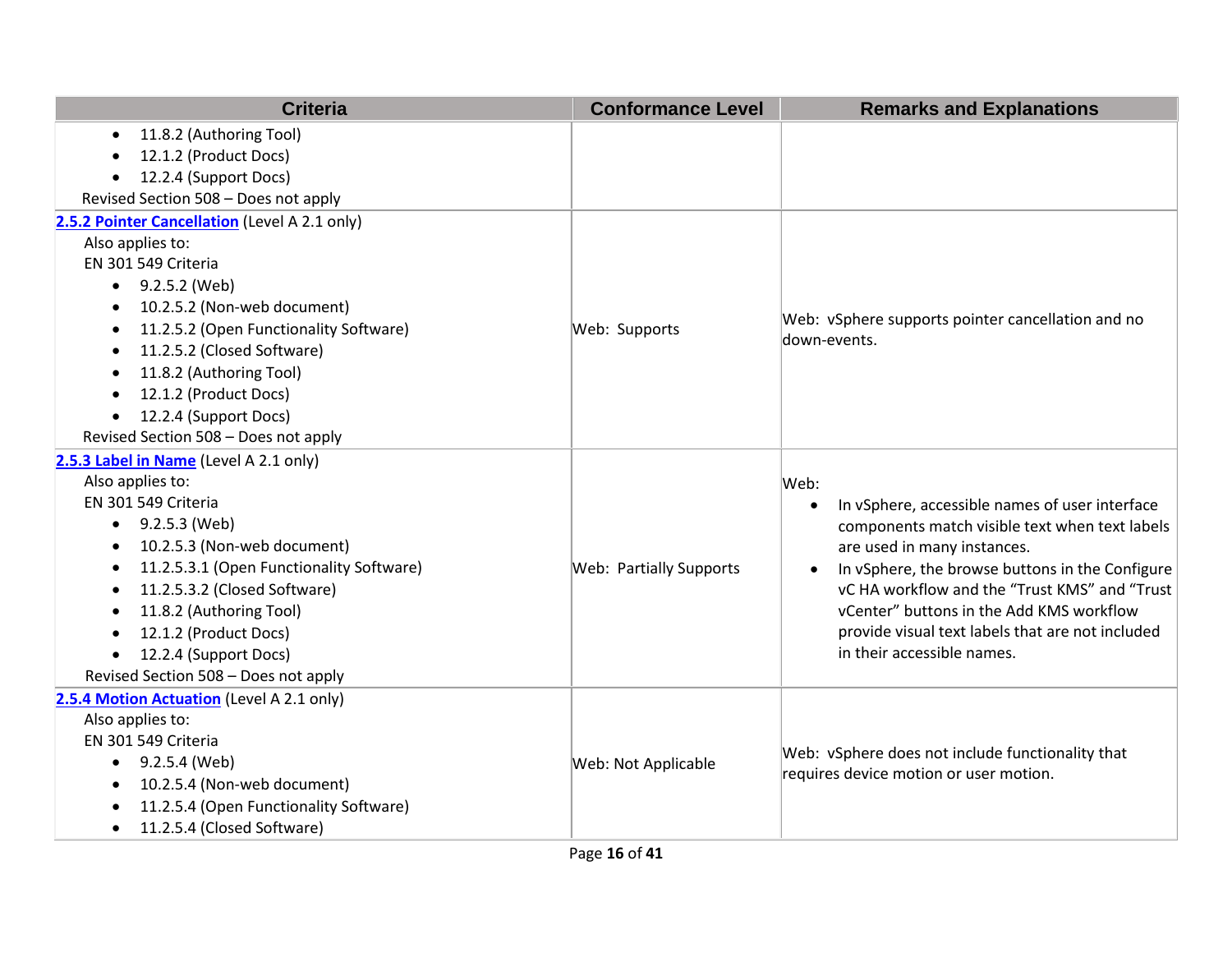| Criteria | Conformance Level | Remarks and Explanations |
|---|---|---|
| • 11.8.2 (Authoring Tool)<br>• 12.1.2 (Product Docs)<br>• 12.2.4 (Support Docs)<br>Revised Section 508 – Does not apply | | |
| **[2.5.2 Pointer Cancellation](#)** (Level A 2.1 only)<br>Also applies to:<br>EN 301 549 Criteria<br>• 9.2.5.2 (Web)<br>• 10.2.5.2 (Non-web document)<br>• 11.2.5.2 (Open Functionality Software)<br>• 11.2.5.2 (Closed Software)<br>• 11.8.2 (Authoring Tool)<br>• 12.1.2 (Product Docs)<br>• 12.2.4 (Support Docs)<br>Revised Section 508 – Does not apply | Web: Supports | Web: vSphere supports pointer cancellation and no down-events. |
| **[2.5.3 Label in Name](#)** (Level A 2.1 only)<br>Also applies to:<br>EN 301 549 Criteria<br>• 9.2.5.3 (Web)<br>• 10.2.5.3 (Non-web document)<br>• 11.2.5.3.1 (Open Functionality Software)<br>• 11.2.5.3.2 (Closed Software)<br>• 11.8.2 (Authoring Tool)<br>• 12.1.2 (Product Docs)<br>• 12.2.4 (Support Docs)<br>Revised Section 508 – Does not apply | Web: Partially Supports | Web:<br>• In vSphere, accessible names of user interface components match visible text when text labels are used in many instances.<br>• In vSphere, the browse buttons in the Configure vC HA workflow and the “Trust KMS” and “Trust vCenter” buttons in the Add KMS workflow provide visual text labels that are not included in their accessible names. |
| **[2.5.4 Motion Actuation](#)** (Level A 2.1 only)<br>Also applies to:<br>EN 301 549 Criteria<br>• 9.2.5.4 (Web)<br>• 10.2.5.4 (Non-web document)<br>• 11.2.5.4 (Open Functionality Software)<br>• 11.2.5.4 (Closed Software) | Web: Not Applicable | Web: vSphere does not include functionality that requires device motion or user motion. |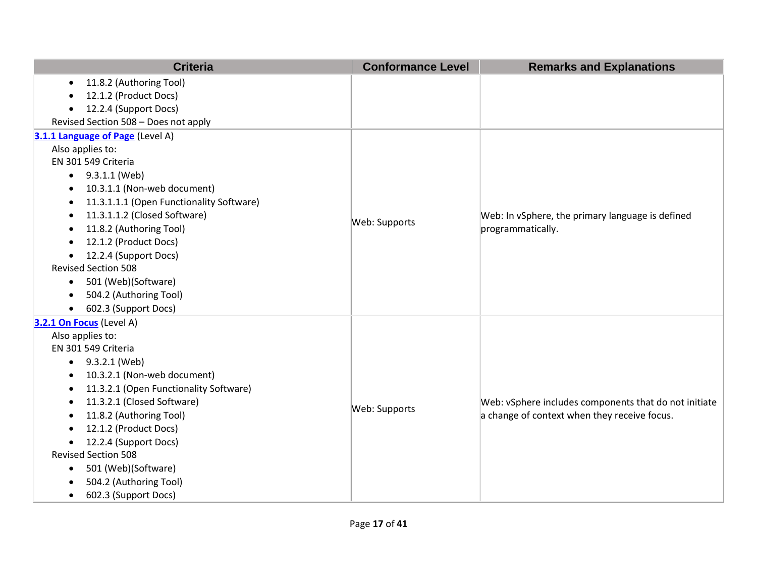| Criteria | Conformance Level | Remarks and Explanations |
| --- | --- | --- |
| • 11.8.2 (Authoring Tool)<br>• 12.1.2 (Product Docs)<br>• 12.2.4 (Support Docs)<br>Revised Section 508 – Does not apply | | |
| **3.1.1 Language of Page** (Level A)<br>Also applies to:<br>EN 301 549 Criteria<br>• 9.3.1.1 (Web)<br>• 10.3.1.1 (Non-web document)<br>• 11.3.1.1.1 (Open Functionality Software)<br>• 11.3.1.1.2 (Closed Software)<br>• 11.8.2 (Authoring Tool)<br>• 12.1.2 (Product Docs)<br>• 12.2.4 (Support Docs)<br>Revised Section 508<br>• 501 (Web)(Software)<br>• 504.2 (Authoring Tool)<br>• 602.3 (Support Docs) | Web: Supports | Web: In vSphere, the primary language is defined programmatically. |
| **3.2.1 On Focus** (Level A)<br>Also applies to:<br>EN 301 549 Criteria<br>• 9.3.2.1 (Web)<br>• 10.3.2.1 (Non-web document)<br>• 11.3.2.1 (Open Functionality Software)<br>• 11.3.2.1 (Closed Software)<br>• 11.8.2 (Authoring Tool)<br>• 12.1.2 (Product Docs)<br>• 12.2.4 (Support Docs)<br>Revised Section 508<br>• 501 (Web)(Software)<br>• 504.2 (Authoring Tool)<br>• 602.3 (Support Docs) | Web: Supports | Web: vSphere includes components that do not initiate a change of context when they receive focus. |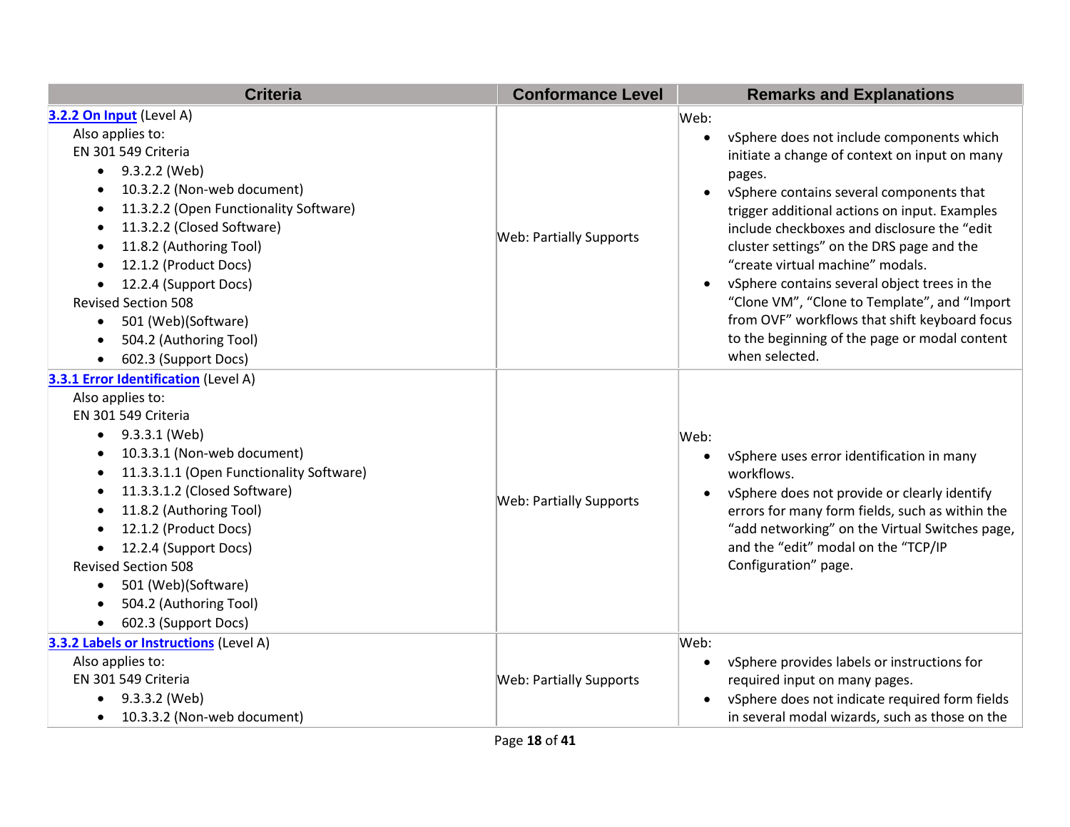| Criteria | Conformance Level | Remarks and Explanations |
| --- | --- | --- |
| **[3.2.2 On Input]()** (Level A)<br>Also applies to:<br>EN 301 549 Criteria<br>• 9.3.2.2 (Web)<br>• 10.3.2.2 (Non-web document)<br>• 11.3.2.2 (Open Functionality Software)<br>• 11.3.2.2 (Closed Software)<br>• 11.8.2 (Authoring Tool)<br>• 12.1.2 (Product Docs)<br>• 12.2.4 (Support Docs)<br>Revised Section 508<br>• 501 (Web)(Software)<br>• 504.2 (Authoring Tool)<br>• 602.3 (Support Docs) | Web: Partially Supports | Web:<br>• vSphere does not include components which initiate a change of context on input on many pages.<br>• vSphere contains several components that trigger additional actions on input. Examples include checkboxes and disclosure the "edit cluster settings" on the DRS page and the "create virtual machine" modals.<br>• vSphere contains several object trees in the "Clone VM", "Clone to Template", and "Import from OVF" workflows that shift keyboard focus to the beginning of the page or modal content when selected. |
| **[3.3.1 Error Identification]()** (Level A)<br>Also applies to:<br>EN 301 549 Criteria<br>• 9.3.3.1 (Web)<br>• 10.3.3.1 (Non-web document)<br>• 11.3.3.1.1 (Open Functionality Software)<br>• 11.3.3.1.2 (Closed Software)<br>• 11.8.2 (Authoring Tool)<br>• 12.1.2 (Product Docs)<br>• 12.2.4 (Support Docs)<br>Revised Section 508<br>• 501 (Web)(Software)<br>• 504.2 (Authoring Tool)<br>• 602.3 (Support Docs) | Web: Partially Supports | Web:<br>• vSphere uses error identification in many workflows.<br>• vSphere does not provide or clearly identify errors for many form fields, such as within the "add networking" on the Virtual Switches page, and the "edit" modal on the "TCP/IP Configuration" page. |
| **[3.3.2 Labels or Instructions]()** (Level A)<br>Also applies to:<br>EN 301 549 Criteria<br>• 9.3.3.2 (Web)<br>• 10.3.3.2 (Non-web document) | Web: Partially Supports | Web:<br>• vSphere provides labels or instructions for required input on many pages.<br>• vSphere does not indicate required form fields in several modal wizards, such as those on the |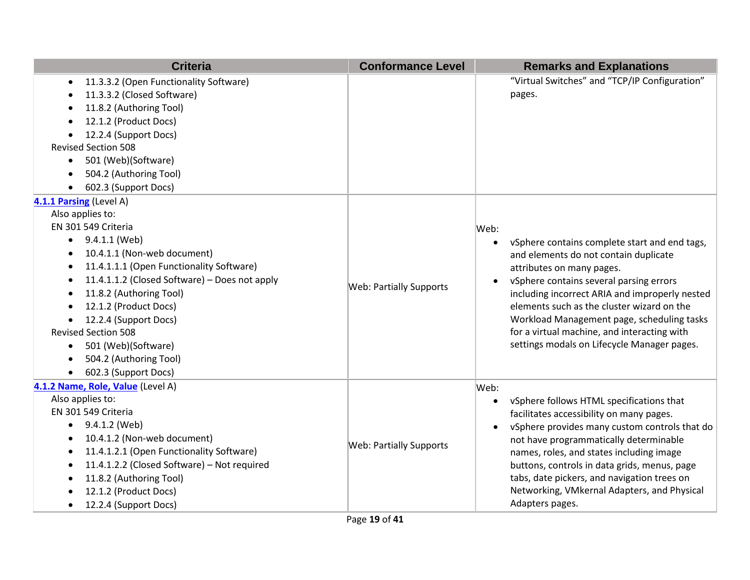| Criteria | Conformance Level | Remarks and Explanations |
|---|---|---|
| • 11.3.3.2 (Open Functionality Software)<br>• 11.3.3.2 (Closed Software)<br>• 11.8.2 (Authoring Tool)<br>• 12.1.2 (Product Docs)<br>• 12.2.4 (Support Docs)<br>Revised Section 508<br>• 501 (Web)(Software)<br>• 504.2 (Authoring Tool)<br>• 602.3 (Support Docs) | | "Virtual Switches" and "TCP/IP Configuration" pages. |
| **4.1.1 Parsing** (Level A)<br>Also applies to:<br>EN 301 549 Criteria<br>• 9.4.1.1 (Web)<br>• 10.4.1.1 (Non-web document)<br>• 11.4.1.1.1 (Open Functionality Software)<br>• 11.4.1.1.2 (Closed Software) – Does not apply<br>• 11.8.2 (Authoring Tool)<br>• 12.1.2 (Product Docs)<br>• 12.2.4 (Support Docs)<br>Revised Section 508<br>• 501 (Web)(Software)<br>• 504.2 (Authoring Tool)<br>• 602.3 (Support Docs) | Web: Partially Supports | Web:<br>• vSphere contains complete start and end tags, and elements do not contain duplicate attributes on many pages.<br>• vSphere contains several parsing errors including incorrect ARIA and improperly nested elements such as the cluster wizard on the Workload Management page, scheduling tasks for a virtual machine, and interacting with settings modals on Lifecycle Manager pages. |
| **4.1.2 Name, Role, Value** (Level A)<br>Also applies to:<br>EN 301 549 Criteria<br>• 9.4.1.2 (Web)<br>• 10.4.1.2 (Non-web document)<br>• 11.4.1.2.1 (Open Functionality Software)<br>• 11.4.1.2.2 (Closed Software) – Not required<br>• 11.8.2 (Authoring Tool)<br>• 12.1.2 (Product Docs)<br>• 12.2.4 (Support Docs) | Web: Partially Supports | Web:<br>• vSphere follows HTML specifications that facilitates accessibility on many pages.<br>• vSphere provides many custom controls that do not have programmatically determinable names, roles, and states including image buttons, controls in data grids, menus, page tabs, date pickers, and navigation trees on Networking, VMkernal Adapters, and Physical Adapters pages. |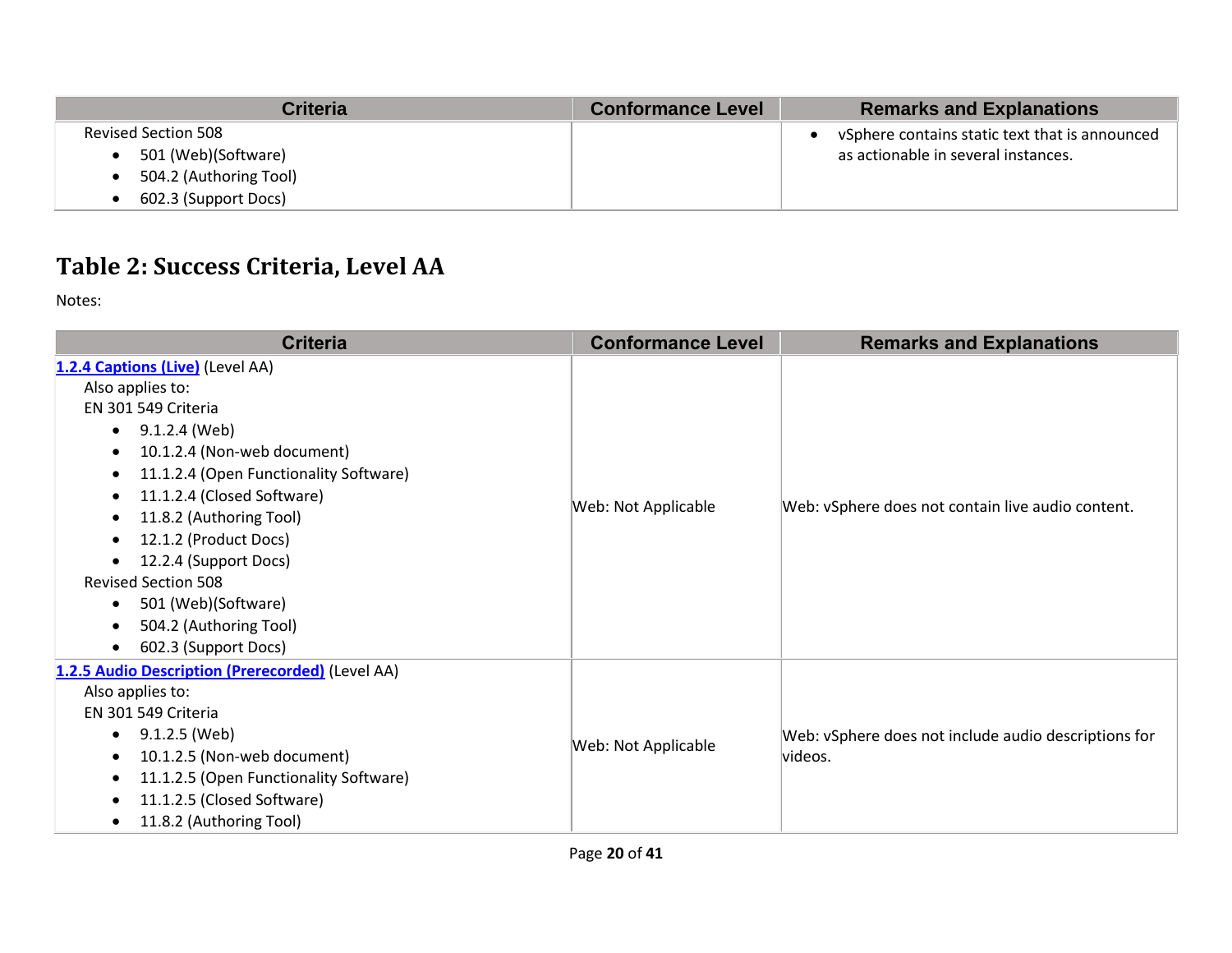| Criteria | Conformance Level | Remarks and Explanations |
|---|---|---|
| Revised Section 508<br>• 501 (Web)(Software)<br>• 504.2 (Authoring Tool)<br>• 602.3 (Support Docs) | | • vSphere contains static text that is announced as actionable in several instances. |

## Table 2: Success Criteria, Level AA

Notes:

| Criteria | Conformance Level | Remarks and Explanations |
|---|---|---|
| [1.2.4 Captions (Live)]() (Level AA)<br>Also applies to:<br>EN 301 549 Criteria<br>• 9.1.2.4 (Web)<br>• 10.1.2.4 (Non-web document)<br>• 11.1.2.4 (Open Functionality Software)<br>• 11.1.2.4 (Closed Software)<br>• 11.8.2 (Authoring Tool)<br>• 12.1.2 (Product Docs)<br>• 12.2.4 (Support Docs)<br>Revised Section 508<br>• 501 (Web)(Software)<br>• 504.2 (Authoring Tool)<br>• 602.3 (Support Docs) | Web: Not Applicable | Web: vSphere does not contain live audio content. |
| [1.2.5 Audio Description (Prerecorded)]() (Level AA)<br>Also applies to:<br>EN 301 549 Criteria<br>• 9.1.2.5 (Web)<br>• 10.1.2.5 (Non-web document)<br>• 11.1.2.5 (Open Functionality Software)<br>• 11.1.2.5 (Closed Software)<br>• 11.8.2 (Authoring Tool) | Web: Not Applicable | Web: vSphere does not include audio descriptions for videos. |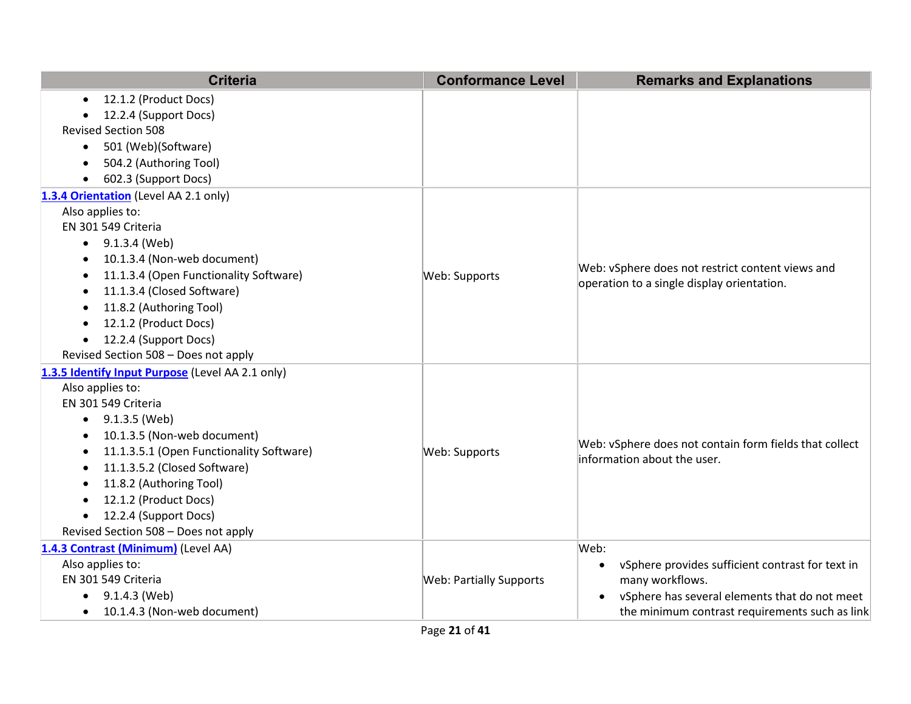| Criteria | Conformance Level | Remarks and Explanations |
|---|---|---|
| <ul><li>12.1.2 (Product Docs)</li><li>12.2.4 (Support Docs)</li></ul>Revised Section 508<ul><li>501 (Web)(Software)</li><li>504.2 (Authoring Tool)</li><li>602.3 (Support Docs)</li></ul> | | |
| **[1.3.4 Orientation](#)** (Level AA 2.1 only)<br>Also applies to:<br>EN 301 549 Criteria<ul><li>9.1.3.4 (Web)</li><li>10.1.3.4 (Non-web document)</li><li>11.1.3.4 (Open Functionality Software)</li><li>11.1.3.4 (Closed Software)</li><li>11.8.2 (Authoring Tool)</li><li>12.1.2 (Product Docs)</li><li>12.2.4 (Support Docs)</li></ul>Revised Section 508 – Does not apply | Web: Supports | Web: vSphere does not restrict content views and operation to a single display orientation. |
| **[1.3.5 Identify Input Purpose](#)** (Level AA 2.1 only)<br>Also applies to:<br>EN 301 549 Criteria<ul><li>9.1.3.5 (Web)</li><li>10.1.3.5 (Non-web document)</li><li>11.1.3.5.1 (Open Functionality Software)</li><li>11.1.3.5.2 (Closed Software)</li><li>11.8.2 (Authoring Tool)</li><li>12.1.2 (Product Docs)</li><li>12.2.4 (Support Docs)</li></ul>Revised Section 508 – Does not apply | Web: Supports | Web: vSphere does not contain form fields that collect information about the user. |
| **[1.4.3 Contrast (Minimum)](#)** (Level AA)<br>Also applies to:<br>EN 301 549 Criteria<ul><li>9.1.4.3 (Web)</li><li>10.1.4.3 (Non-web document)</li></ul> | Web: Partially Supports | Web:<ul><li>vSphere provides sufficient contrast for text in many workflows.</li><li>vSphere has several elements that do not meet the minimum contrast requirements such as link</li></ul> |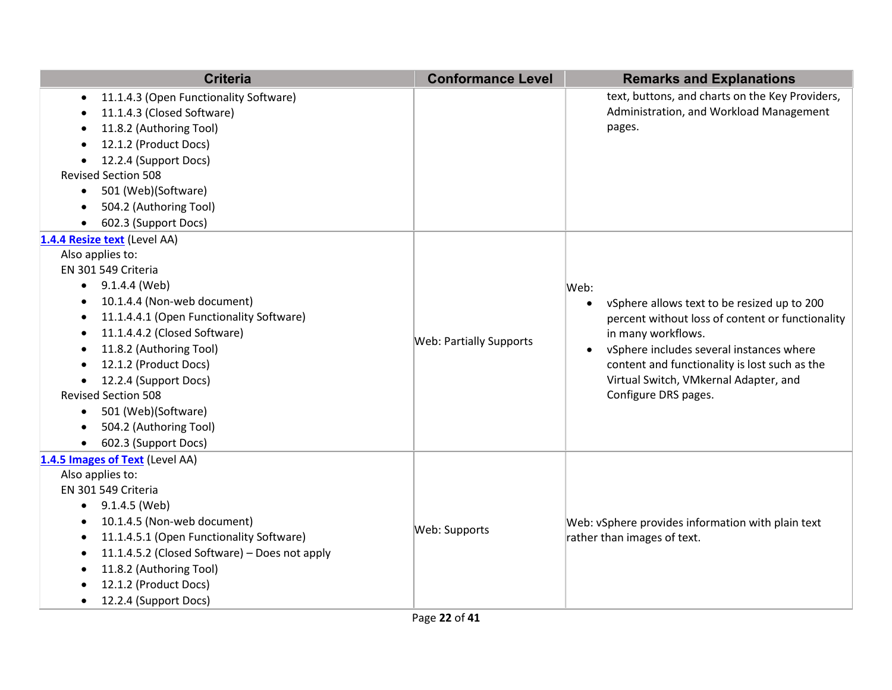| Criteria | Conformance Level | Remarks and Explanations |
|---|---|---|
| • 11.1.4.3 (Open Functionality Software)<br>• 11.1.4.3 (Closed Software)<br>• 11.8.2 (Authoring Tool)<br>• 12.1.2 (Product Docs)<br>• 12.2.4 (Support Docs)<br>Revised Section 508<br>• 501 (Web)(Software)<br>• 504.2 (Authoring Tool)<br>• 602.3 (Support Docs) | | text, buttons, and charts on the Key Providers, Administration, and Workload Management pages. |
| **[1.4.4 Resize text](#)** (Level AA)<br>Also applies to:<br>EN 301 549 Criteria<br>• 9.1.4.4 (Web)<br>• 10.1.4.4 (Non-web document)<br>• 11.1.4.4.1 (Open Functionality Software)<br>• 11.1.4.4.2 (Closed Software)<br>• 11.8.2 (Authoring Tool)<br>• 12.1.2 (Product Docs)<br>• 12.2.4 (Support Docs)<br>Revised Section 508<br>• 501 (Web)(Software)<br>• 504.2 (Authoring Tool)<br>• 602.3 (Support Docs) | Web: Partially Supports | Web:<br>• vSphere allows text to be resized up to 200 percent without loss of content or functionality in many workflows.<br>• vSphere includes several instances where content and functionality is lost such as the Virtual Switch, VMkernal Adapter, and Configure DRS pages. |
| **[1.4.5 Images of Text](#)** (Level AA)<br>Also applies to:<br>EN 301 549 Criteria<br>• 9.1.4.5 (Web)<br>• 10.1.4.5 (Non-web document)<br>• 11.1.4.5.1 (Open Functionality Software)<br>• 11.1.4.5.2 (Closed Software) – Does not apply<br>• 11.8.2 (Authoring Tool)<br>• 12.1.2 (Product Docs)<br>• 12.2.4 (Support Docs) | Web: Supports | Web: vSphere provides information with plain text rather than images of text. |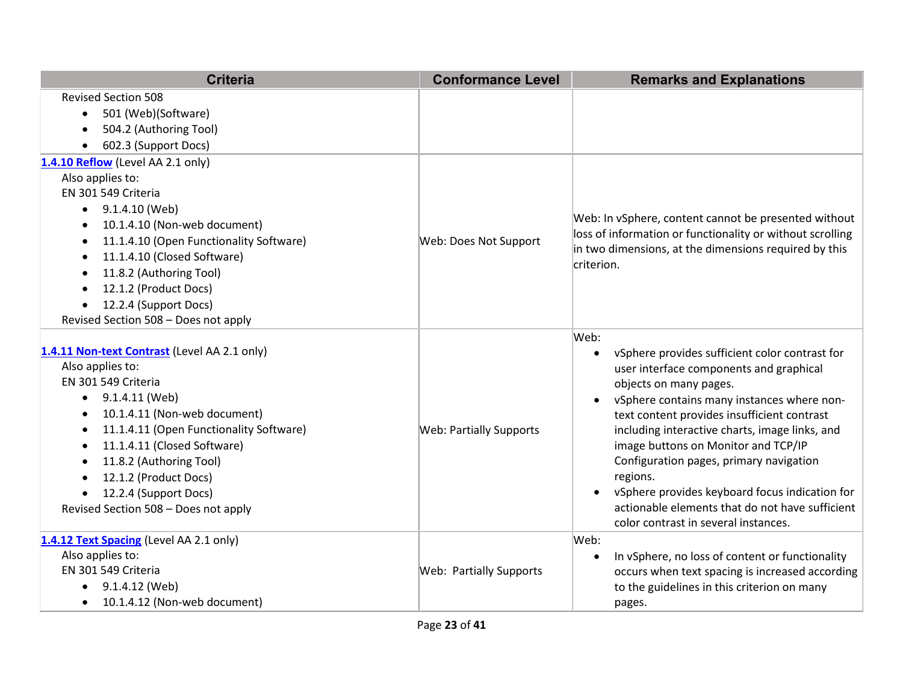| Criteria | Conformance Level | Remarks and Explanations |
|---|---|---|
| Revised Section 508<br>• 501 (Web)(Software)<br>• 504.2 (Authoring Tool)<br>• 602.3 (Support Docs) | | |
| **[1.4.10 Reflow]()** (Level AA 2.1 only)<br>Also applies to:<br>EN 301 549 Criteria<br>• 9.1.4.10 (Web)<br>• 10.1.4.10 (Non-web document)<br>• 11.1.4.10 (Open Functionality Software)<br>• 11.1.4.10 (Closed Software)<br>• 11.8.2 (Authoring Tool)<br>• 12.1.2 (Product Docs)<br>• 12.2.4 (Support Docs)<br>Revised Section 508 – Does not apply | Web: Does Not Support | Web: In vSphere, content cannot be presented without loss of information or functionality or without scrolling in two dimensions, at the dimensions required by this criterion. |
| **[1.4.11 Non-text Contrast]()** (Level AA 2.1 only)<br>Also applies to:<br>EN 301 549 Criteria<br>• 9.1.4.11 (Web)<br>• 10.1.4.11 (Non-web document)<br>• 11.1.4.11 (Open Functionality Software)<br>• 11.1.4.11 (Closed Software)<br>• 11.8.2 (Authoring Tool)<br>• 12.1.2 (Product Docs)<br>• 12.2.4 (Support Docs)<br>Revised Section 508 – Does not apply | Web: Partially Supports | Web:<br>• vSphere provides sufficient color contrast for user interface components and graphical objects on many pages.<br>• vSphere contains many instances where non-text content provides insufficient contrast including interactive charts, image links, and image buttons on Monitor and TCP/IP Configuration pages, primary navigation regions.<br>• vSphere provides keyboard focus indication for actionable elements that do not have sufficient color contrast in several instances. |
| **[1.4.12 Text Spacing]()** (Level AA 2.1 only)<br>Also applies to:<br>EN 301 549 Criteria<br>• 9.1.4.12 (Web)<br>• 10.1.4.12 (Non-web document) | Web: Partially Supports | Web:<br>• In vSphere, no loss of content or functionality occurs when text spacing is increased according to the guidelines in this criterion on many pages. |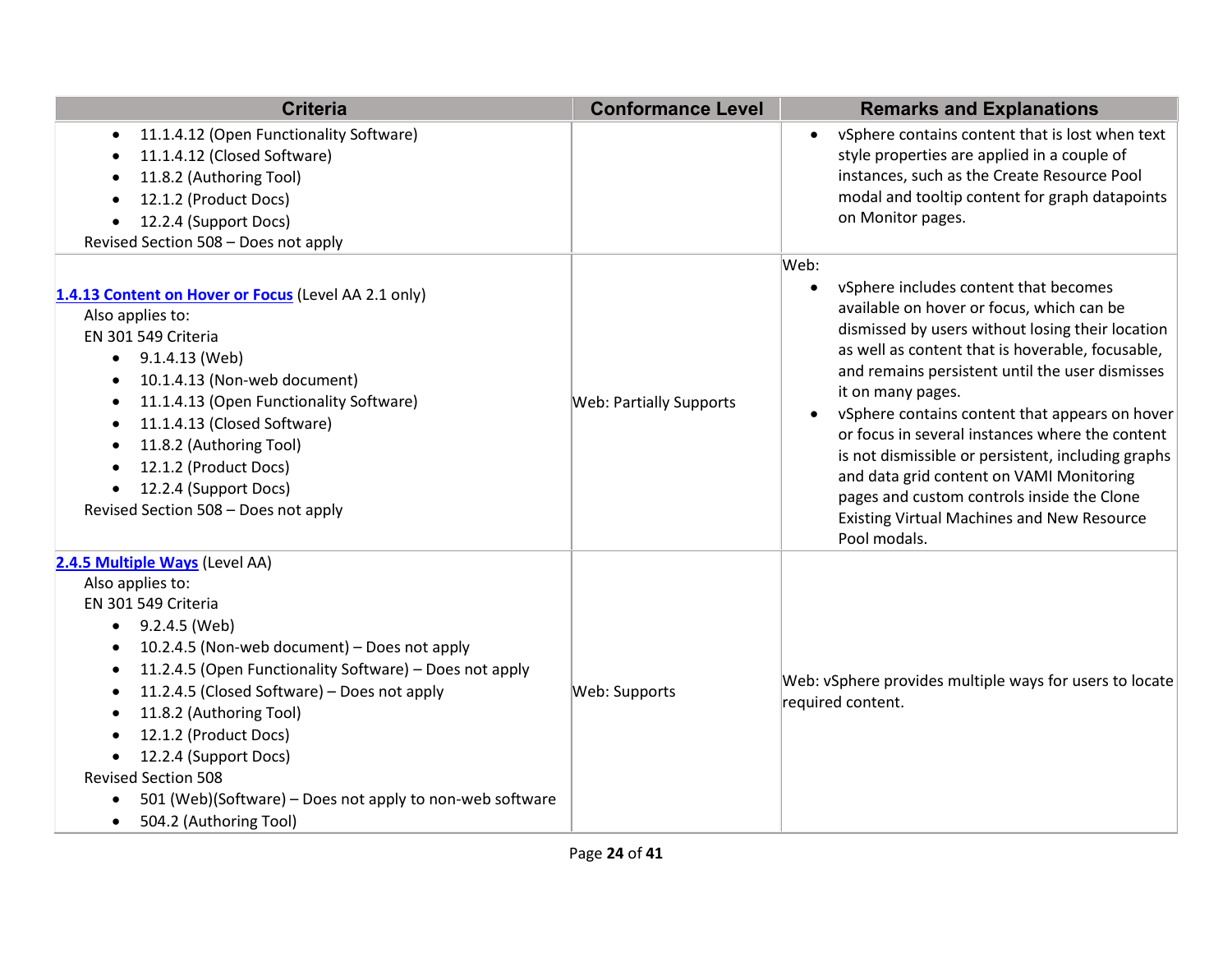| Criteria | Conformance Level | Remarks and Explanations |
| --- | --- | --- |
| • 11.1.4.12 (Open Functionality Software)<br>• 11.1.4.12 (Closed Software)<br>• 11.8.2 (Authoring Tool)<br>• 12.1.2 (Product Docs)<br>• 12.2.4 (Support Docs)<br>Revised Section 508 – Does not apply | | • vSphere contains content that is lost when text style properties are applied in a couple of instances, such as the Create Resource Pool modal and tooltip content for graph datapoints on Monitor pages. |
| [1.4.13 Content on Hover or Focus](#) (Level AA 2.1 only)<br>Also applies to:<br>EN 301 549 Criteria<br>• 9.1.4.13 (Web)<br>• 10.1.4.13 (Non-web document)<br>• 11.1.4.13 (Open Functionality Software)<br>• 11.1.4.13 (Closed Software)<br>• 11.8.2 (Authoring Tool)<br>• 12.1.2 (Product Docs)<br>• 12.2.4 (Support Docs)<br>Revised Section 508 – Does not apply | Web: Partially Supports | Web:<br>• vSphere includes content that becomes available on hover or focus, which can be dismissed by users without losing their location as well as content that is hoverable, focusable, and remains persistent until the user dismisses it on many pages.<br>• vSphere contains content that appears on hover or focus in several instances where the content is not dismissible or persistent, including graphs and data grid content on VAMI Monitoring pages and custom controls inside the Clone Existing Virtual Machines and New Resource Pool modals. |
| [2.4.5 Multiple Ways](#) (Level AA)<br>Also applies to:<br>EN 301 549 Criteria<br>• 9.2.4.5 (Web)<br>• 10.2.4.5 (Non-web document) – Does not apply<br>• 11.2.4.5 (Open Functionality Software) – Does not apply<br>• 11.2.4.5 (Closed Software) – Does not apply<br>• 11.8.2 (Authoring Tool)<br>• 12.1.2 (Product Docs)<br>• 12.2.4 (Support Docs)<br>Revised Section 508<br>• 501 (Web)(Software) – Does not apply to non-web software<br>• 504.2 (Authoring Tool) | Web: Supports | Web: vSphere provides multiple ways for users to locate required content. |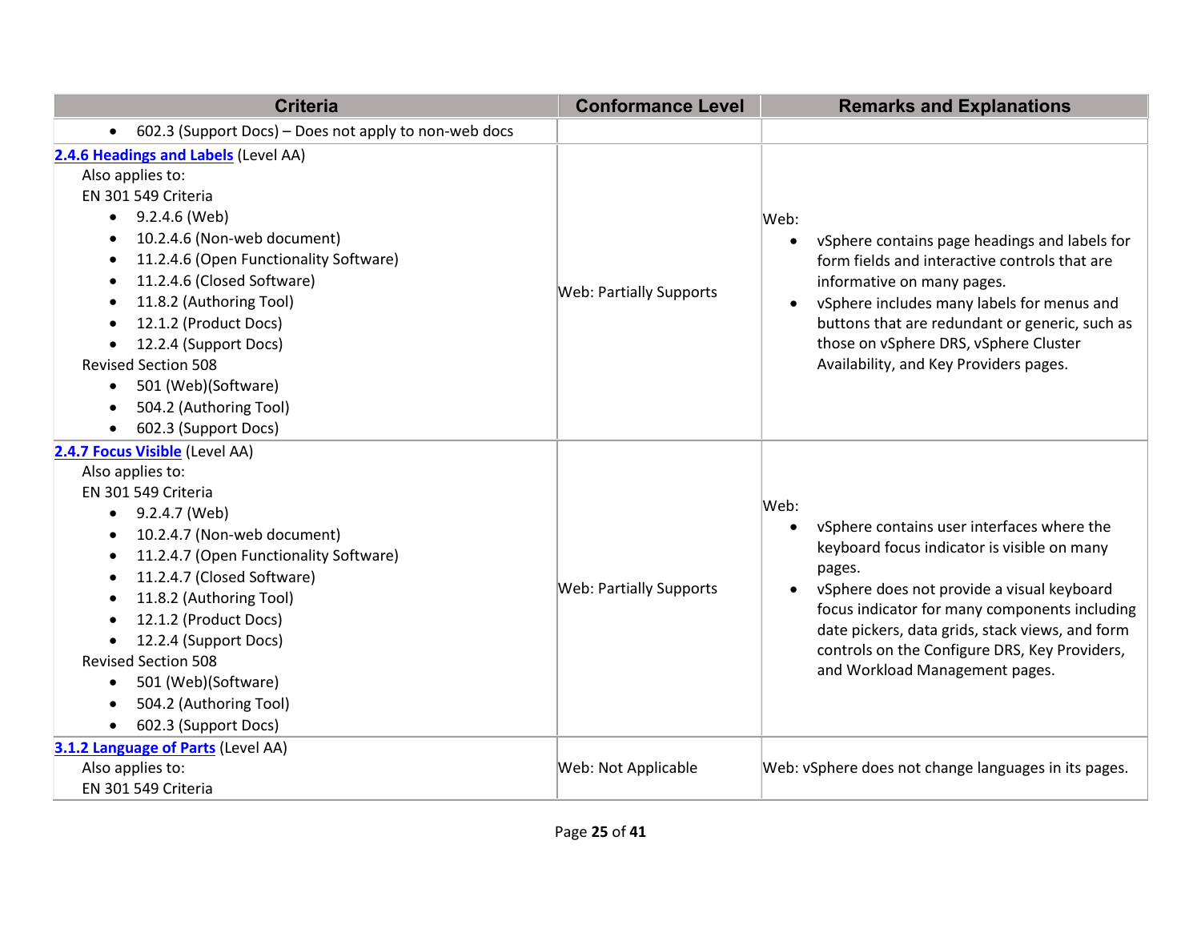| Criteria | Conformance Level | Remarks and Explanations |
|---|---|---|
| <ul><li>602.3 (Support Docs) – Does not apply to non-web docs</li></ul> | | |
| **[2.4.6 Headings and Labels]** (Level AA)<br>Also applies to:<br>EN 301 549 Criteria<ul><li>9.2.4.6 (Web)</li><li>10.2.4.6 (Non-web document)</li><li>11.2.4.6 (Open Functionality Software)</li><li>11.2.4.6 (Closed Software)</li><li>11.8.2 (Authoring Tool)</li><li>12.1.2 (Product Docs)</li><li>12.2.4 (Support Docs)</li></ul>Revised Section 508<ul><li>501 (Web)(Software)</li><li>504.2 (Authoring Tool)</li><li>602.3 (Support Docs)</li></ul> | Web: Partially Supports | Web:<ul><li>vSphere contains page headings and labels for form fields and interactive controls that are informative on many pages.</li><li>vSphere includes many labels for menus and buttons that are redundant or generic, such as those on vSphere DRS, vSphere Cluster Availability, and Key Providers pages.</li></ul> |
| **[2.4.7 Focus Visible]** (Level AA)<br>Also applies to:<br>EN 301 549 Criteria<ul><li>9.2.4.7 (Web)</li><li>10.2.4.7 (Non-web document)</li><li>11.2.4.7 (Open Functionality Software)</li><li>11.2.4.7 (Closed Software)</li><li>11.8.2 (Authoring Tool)</li><li>12.1.2 (Product Docs)</li><li>12.2.4 (Support Docs)</li></ul>Revised Section 508<ul><li>501 (Web)(Software)</li><li>504.2 (Authoring Tool)</li><li>602.3 (Support Docs)</li></ul> | Web: Partially Supports | Web:<ul><li>vSphere contains user interfaces where the keyboard focus indicator is visible on many pages.</li><li>vSphere does not provide a visual keyboard focus indicator for many components including date pickers, data grids, stack views, and form controls on the Configure DRS, Key Providers, and Workload Management pages.</li></ul> |
| **[3.1.2 Language of Parts]** (Level AA)<br>Also applies to:<br>EN 301 549 Criteria | Web: Not Applicable | Web: vSphere does not change languages in its pages. |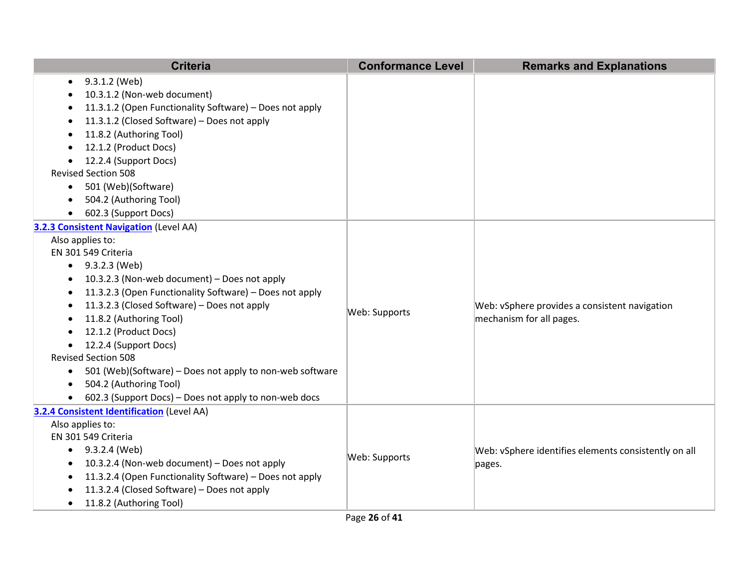| Criteria | Conformance Level | Remarks and Explanations |
|---|---|---|
| <ul><li>9.3.1.2 (Web)</li><li>10.3.1.2 (Non-web document)</li><li>11.3.1.2 (Open Functionality Software) – Does not apply</li><li>11.3.1.2 (Closed Software) – Does not apply</li><li>11.8.2 (Authoring Tool)</li><li>12.1.2 (Product Docs)</li><li>12.2.4 (Support Docs)</li></ul>Revised Section 508<ul><li>501 (Web)(Software)</li><li>504.2 (Authoring Tool)</li><li>602.3 (Support Docs)</li></ul> | | |
| **3.2.3 Consistent Navigation** (Level AA)<br>Also applies to:<br>EN 301 549 Criteria<ul><li>9.3.2.3 (Web)</li><li>10.3.2.3 (Non-web document) – Does not apply</li><li>11.3.2.3 (Open Functionality Software) – Does not apply</li><li>11.3.2.3 (Closed Software) – Does not apply</li><li>11.8.2 (Authoring Tool)</li><li>12.1.2 (Product Docs)</li><li>12.2.4 (Support Docs)</li></ul>Revised Section 508<ul><li>501 (Web)(Software) – Does not apply to non-web software</li><li>504.2 (Authoring Tool)</li><li>602.3 (Support Docs) – Does not apply to non-web docs</li></ul> | Web: Supports | Web: vSphere provides a consistent navigation mechanism for all pages. |
| **3.2.4 Consistent Identification** (Level AA)<br>Also applies to:<br>EN 301 549 Criteria<ul><li>9.3.2.4 (Web)</li><li>10.3.2.4 (Non-web document) – Does not apply</li><li>11.3.2.4 (Open Functionality Software) – Does not apply</li><li>11.3.2.4 (Closed Software) – Does not apply</li><li>11.8.2 (Authoring Tool)</li></ul> | Web: Supports | Web: vSphere identifies elements consistently on all pages. |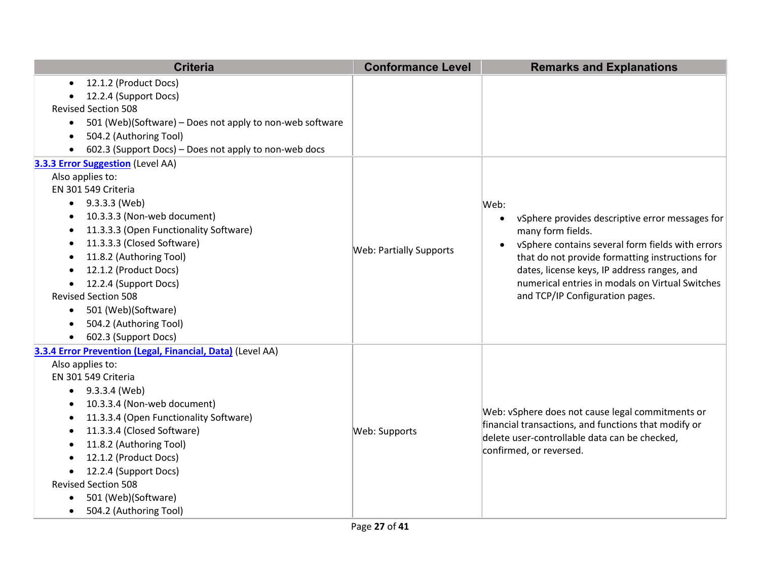| Criteria | Conformance Level | Remarks and Explanations |
|---|---|---|
| <ul><li>12.1.2 (Product Docs)</li><li>12.2.4 (Support Docs)</li></ul>Revised Section 508<ul><li>501 (Web)(Software) – Does not apply to non-web software</li><li>504.2 (Authoring Tool)</li><li>602.3 (Support Docs) – Does not apply to non-web docs</li></ul> | | |
| [3.3.3 Error Suggestion](#) (Level AA)<br>Also applies to:<br>EN 301 549 Criteria<ul><li>9.3.3.3 (Web)</li><li>10.3.3.3 (Non-web document)</li><li>11.3.3.3 (Open Functionality Software)</li><li>11.3.3.3 (Closed Software)</li><li>11.8.2 (Authoring Tool)</li><li>12.1.2 (Product Docs)</li><li>12.2.4 (Support Docs)</li></ul>Revised Section 508<ul><li>501 (Web)(Software)</li><li>504.2 (Authoring Tool)</li><li>602.3 (Support Docs)</li></ul> | Web: Partially Supports | Web:<ul><li>vSphere provides descriptive error messages for many form fields.</li><li>vSphere contains several form fields with errors that do not provide formatting instructions for dates, license keys, IP address ranges, and numerical entries in modals on Virtual Switches and TCP/IP Configuration pages.</li></ul> |
| [3.3.4 Error Prevention (Legal, Financial, Data)](#) (Level AA)<br>Also applies to:<br>EN 301 549 Criteria<ul><li>9.3.3.4 (Web)</li><li>10.3.3.4 (Non-web document)</li><li>11.3.3.4 (Open Functionality Software)</li><li>11.3.3.4 (Closed Software)</li><li>11.8.2 (Authoring Tool)</li><li>12.1.2 (Product Docs)</li><li>12.2.4 (Support Docs)</li></ul>Revised Section 508<ul><li>501 (Web)(Software)</li><li>504.2 (Authoring Tool)</li></ul> | Web: Supports | Web: vSphere does not cause legal commitments or financial transactions, and functions that modify or delete user-controllable data can be checked, confirmed, or reversed. |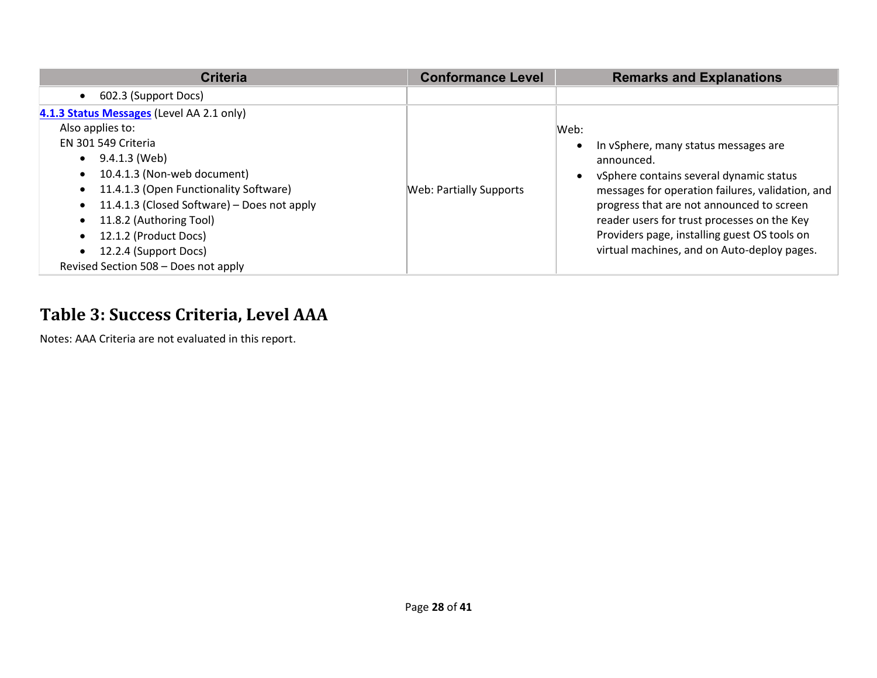| Criteria | Conformance Level | Remarks and Explanations |
|---|---|---|
| • 602.3 (Support Docs) | | |
| **[4.1.3 Status Messages](#)** (Level AA 2.1 only)<br>Also applies to:<br>EN 301 549 Criteria<br>• 9.4.1.3 (Web)<br>• 10.4.1.3 (Non-web document)<br>• 11.4.1.3 (Open Functionality Software)<br>• 11.4.1.3 (Closed Software) – Does not apply<br>• 11.8.2 (Authoring Tool)<br>• 12.1.2 (Product Docs)<br>• 12.2.4 (Support Docs)<br>Revised Section 508 – Does not apply | Web: Partially Supports | Web:<br>• In vSphere, many status messages are announced.<br>• vSphere contains several dynamic status messages for operation failures, validation, and progress that are not announced to screen reader users for trust processes on the Key Providers page, installing guest OS tools on virtual machines, and on Auto-deploy pages. |

## Table 3: Success Criteria, Level AAA

Notes: AAA Criteria are not evaluated in this report.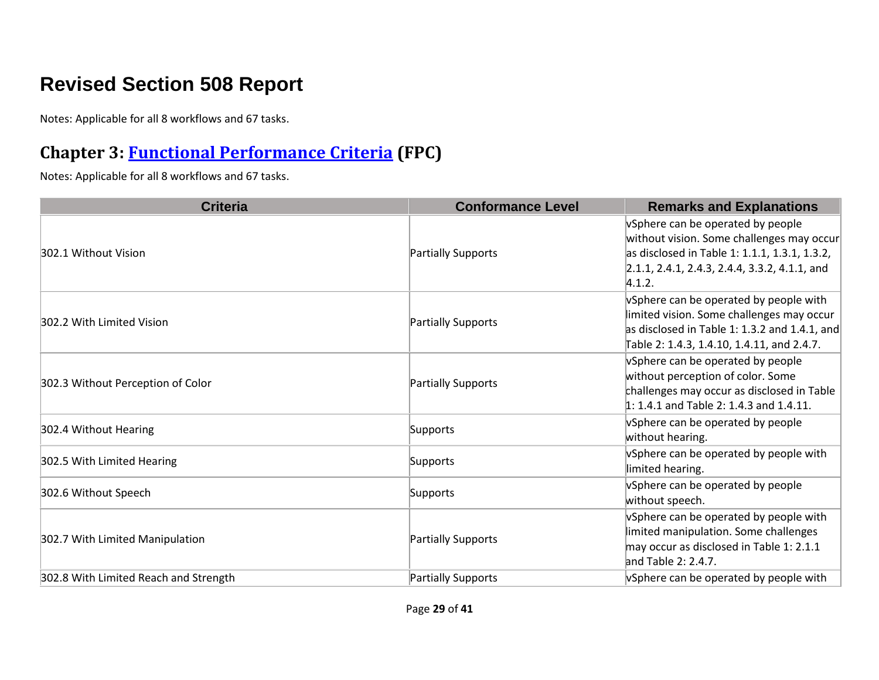# Revised Section 508 Report

Notes: Applicable for all 8 workflows and 67 tasks.

## Chapter 3: [Functional Performance Criteria](https://www.access-board.gov/guidelines-and-standards/communications-and-it/about-the-ict-refresh/final-rule/text-of-the-standards-and-guidelines#302-functional-performance-criteria) (FPC)

Notes: Applicable for all 8 workflows and 67 tasks.

| Criteria | Conformance Level | Remarks and Explanations |
|---|---|---|
| 302.1 Without Vision | Partially Supports | vSphere can be operated by people without vision. Some challenges may occur as disclosed in Table 1: 1.1.1, 1.3.1, 1.3.2, 2.1.1, 2.4.1, 2.4.3, 2.4.4, 3.3.2, 4.1.1, and 4.1.2. |
| 302.2 With Limited Vision | Partially Supports | vSphere can be operated by people with limited vision. Some challenges may occur as disclosed in Table 1: 1.3.2 and 1.4.1, and Table 2: 1.4.3, 1.4.10, 1.4.11, and 2.4.7. |
| 302.3 Without Perception of Color | Partially Supports | vSphere can be operated by people without perception of color. Some challenges may occur as disclosed in Table 1: 1.4.1 and Table 2: 1.4.3 and 1.4.11. |
| 302.4 Without Hearing | Supports | vSphere can be operated by people without hearing. |
| 302.5 With Limited Hearing | Supports | vSphere can be operated by people with limited hearing. |
| 302.6 Without Speech | Supports | vSphere can be operated by people without speech. |
| 302.7 With Limited Manipulation | Partially Supports | vSphere can be operated by people with limited manipulation. Some challenges may occur as disclosed in Table 1: 2.1.1 and Table 2: 2.4.7. |
| 302.8 With Limited Reach and Strength | Partially Supports | vSphere can be operated by people with |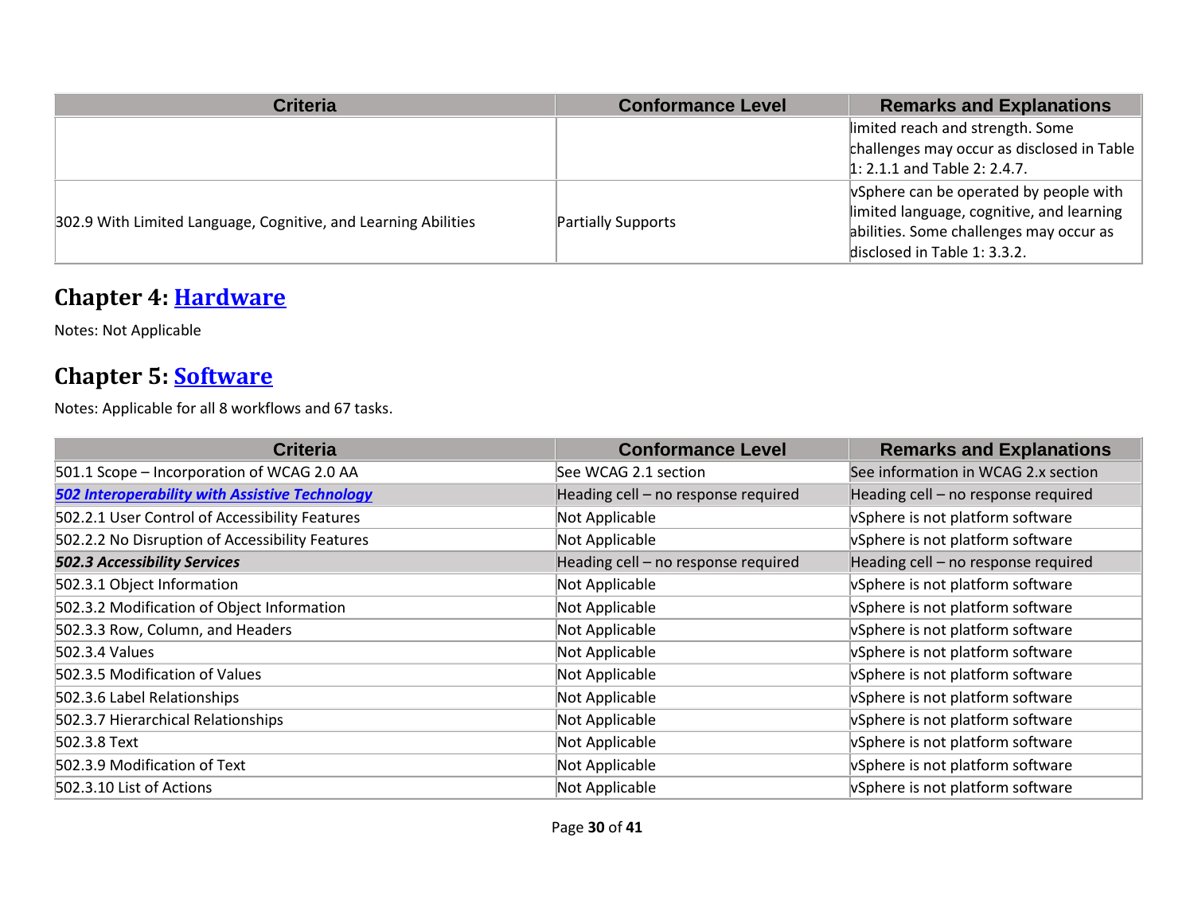| Criteria | Conformance Level | Remarks and Explanations |
| --- | --- | --- |
| | | limited reach and strength. Some challenges may occur as disclosed in Table 1: 2.1.1 and Table 2: 2.4.7. |
| 302.9 With Limited Language, Cognitive, and Learning Abilities | Partially Supports | vSphere can be operated by people with limited language, cognitive, and learning abilities. Some challenges may occur as disclosed in Table 1: 3.3.2. |

## Chapter 4: [Hardware]()

Notes: Not Applicable

## Chapter 5: [Software]()

Notes: Applicable for all 8 workflows and 67 tasks.

| Criteria | Conformance Level | Remarks and Explanations |
| --- | --- | --- |
| 501.1 Scope – Incorporation of WCAG 2.0 AA | See WCAG 2.1 section | See information in WCAG 2.x section |
| ***[502 Interoperability with Assistive Technology]()*** | Heading cell – no response required | Heading cell – no response required |
| 502.2.1 User Control of Accessibility Features | Not Applicable | vSphere is not platform software |
| 502.2.2 No Disruption of Accessibility Features | Not Applicable | vSphere is not platform software |
| ***502.3 Accessibility Services*** | Heading cell – no response required | Heading cell – no response required |
| 502.3.1 Object Information | Not Applicable | vSphere is not platform software |
| 502.3.2 Modification of Object Information | Not Applicable | vSphere is not platform software |
| 502.3.3 Row, Column, and Headers | Not Applicable | vSphere is not platform software |
| 502.3.4 Values | Not Applicable | vSphere is not platform software |
| 502.3.5 Modification of Values | Not Applicable | vSphere is not platform software |
| 502.3.6 Label Relationships | Not Applicable | vSphere is not platform software |
| 502.3.7 Hierarchical Relationships | Not Applicable | vSphere is not platform software |
| 502.3.8 Text | Not Applicable | vSphere is not platform software |
| 502.3.9 Modification of Text | Not Applicable | vSphere is not platform software |
| 502.3.10 List of Actions | Not Applicable | vSphere is not platform software |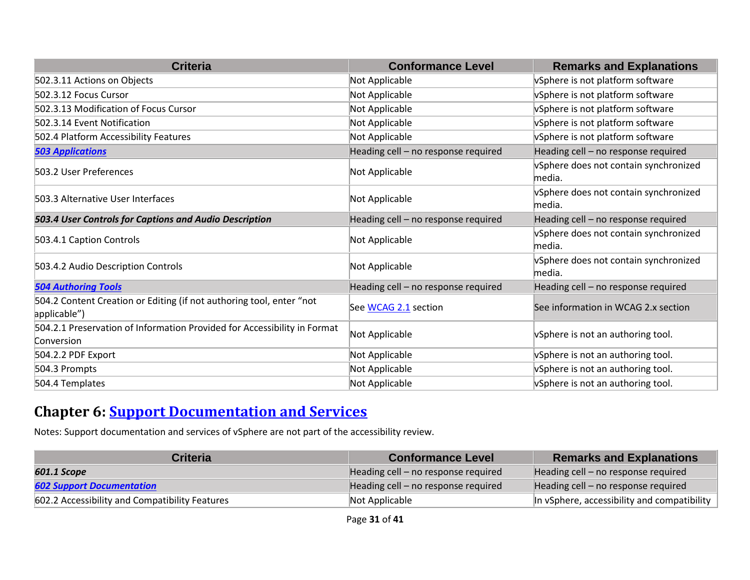| Criteria | Conformance Level | Remarks and Explanations |
|---|---|---|
| 502.3.11 Actions on Objects | Not Applicable | vSphere is not platform software |
| 502.3.12 Focus Cursor | Not Applicable | vSphere is not platform software |
| 502.3.13 Modification of Focus Cursor | Not Applicable | vSphere is not platform software |
| 502.3.14 Event Notification | Not Applicable | vSphere is not platform software |
| 502.4 Platform Accessibility Features | Not Applicable | vSphere is not platform software |
| ***503 Applications*** | Heading cell – no response required | Heading cell – no response required |
| 503.2 User Preferences | Not Applicable | vSphere does not contain synchronized media. |
| 503.3 Alternative User Interfaces | Not Applicable | vSphere does not contain synchronized media. |
| ***503.4 User Controls for Captions and Audio Description*** | Heading cell – no response required | Heading cell – no response required |
| 503.4.1 Caption Controls | Not Applicable | vSphere does not contain synchronized media. |
| 503.4.2 Audio Description Controls | Not Applicable | vSphere does not contain synchronized media. |
| ***504 Authoring Tools*** | Heading cell – no response required | Heading cell – no response required |
| 504.2 Content Creation or Editing (if not authoring tool, enter “not applicable”) | See WCAG 2.1 section | See information in WCAG 2.x section |
| 504.2.1 Preservation of Information Provided for Accessibility in Format Conversion | Not Applicable | vSphere is not an authoring tool. |
| 504.2.2 PDF Export | Not Applicable | vSphere is not an authoring tool. |
| 504.3 Prompts | Not Applicable | vSphere is not an authoring tool. |
| 504.4 Templates | Not Applicable | vSphere is not an authoring tool. |

## Chapter 6: Support Documentation and Services

Notes: Support documentation and services of vSphere are not part of the accessibility review.

| Criteria | Conformance Level | Remarks and Explanations |
|---|---|---|
| ***601.1 Scope*** | Heading cell – no response required | Heading cell – no response required |
| ***602 Support Documentation*** | Heading cell – no response required | Heading cell – no response required |
| 602.2 Accessibility and Compatibility Features | Not Applicable | In vSphere, accessibility and compatibility |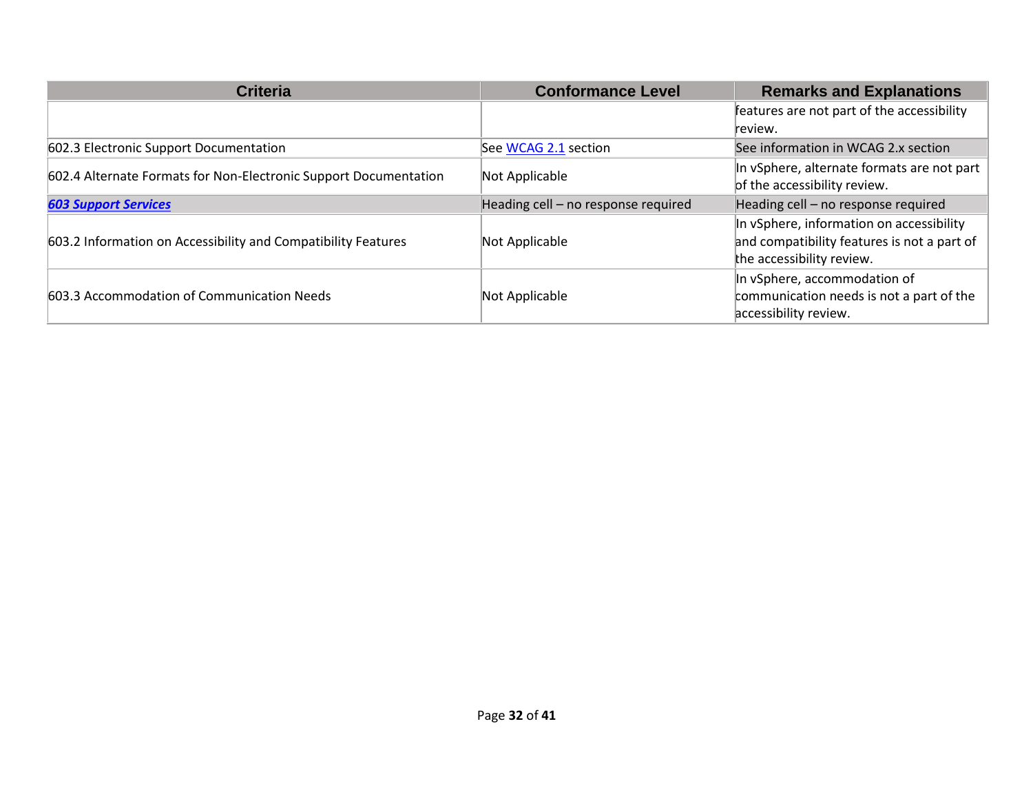| Criteria | Conformance Level | Remarks and Explanations |
| --- | --- | --- |
| | | features are not part of the accessibility review. |
| 602.3 Electronic Support Documentation | See WCAG 2.1 section | See information in WCAG 2.x section |
| 602.4 Alternate Formats for Non-Electronic Support Documentation | Not Applicable | In vSphere, alternate formats are not part of the accessibility review. |
| ***603 Support Services*** | Heading cell – no response required | Heading cell – no response required |
| 603.2 Information on Accessibility and Compatibility Features | Not Applicable | In vSphere, information on accessibility and compatibility features is not a part of the accessibility review. |
| 603.3 Accommodation of Communication Needs | Not Applicable | In vSphere, accommodation of communication needs is not a part of the accessibility review. |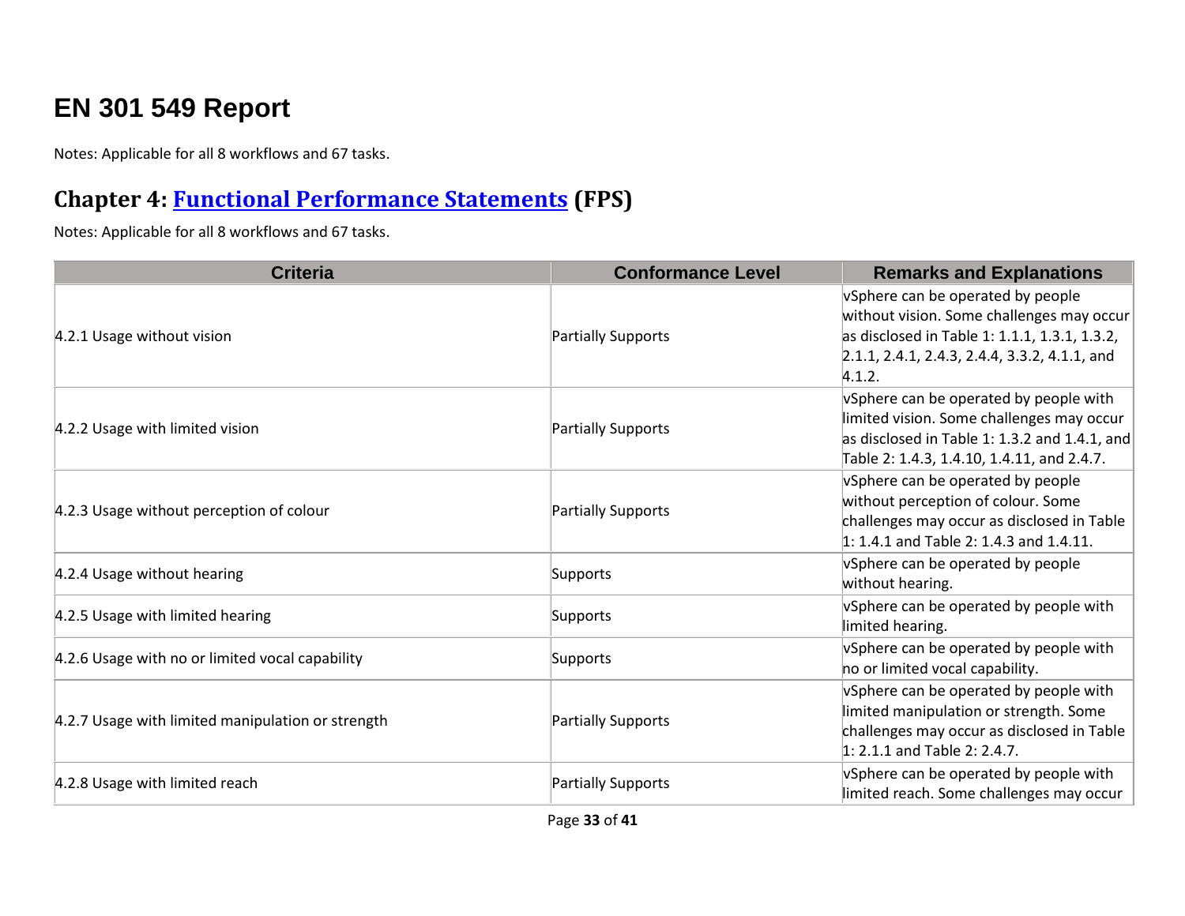# EN 301 549 Report

Notes: Applicable for all 8 workflows and 67 tasks.

## Chapter 4: [Functional Performance Statements](https://www.etsi.org/deliver/etsi_en/301500_301599/301549/03.02.01_60/en_301549v030201p.pdf#%5B%7B%22num%22%3A38%2C%22gen%22%3A0%7D%2C%7B%22name%22%3A%22XYZ%22%7D%2C54%2C747%2C0%5D) (FPS)

Notes: Applicable for all 8 workflows and 67 tasks.

| Criteria | Conformance Level | Remarks and Explanations |
| --- | --- | --- |
| 4.2.1 Usage without vision | Partially Supports | vSphere can be operated by people without vision. Some challenges may occur as disclosed in Table 1: 1.1.1, 1.3.1, 1.3.2, 2.1.1, 2.4.1, 2.4.3, 2.4.4, 3.3.2, 4.1.1, and 4.1.2. |
| 4.2.2 Usage with limited vision | Partially Supports | vSphere can be operated by people with limited vision. Some challenges may occur as disclosed in Table 1: 1.3.2 and 1.4.1, and Table 2: 1.4.3, 1.4.10, 1.4.11, and 2.4.7. |
| 4.2.3 Usage without perception of colour | Partially Supports | vSphere can be operated by people without perception of colour. Some challenges may occur as disclosed in Table 1: 1.4.1 and Table 2: 1.4.3 and 1.4.11. |
| 4.2.4 Usage without hearing | Supports | vSphere can be operated by people without hearing. |
| 4.2.5 Usage with limited hearing | Supports | vSphere can be operated by people with limited hearing. |
| 4.2.6 Usage with no or limited vocal capability | Supports | vSphere can be operated by people with no or limited vocal capability. |
| 4.2.7 Usage with limited manipulation or strength | Partially Supports | vSphere can be operated by people with limited manipulation or strength. Some challenges may occur as disclosed in Table 1: 2.1.1 and Table 2: 2.4.7. |
| 4.2.8 Usage with limited reach | Partially Supports | vSphere can be operated by people with limited reach. Some challenges may occur |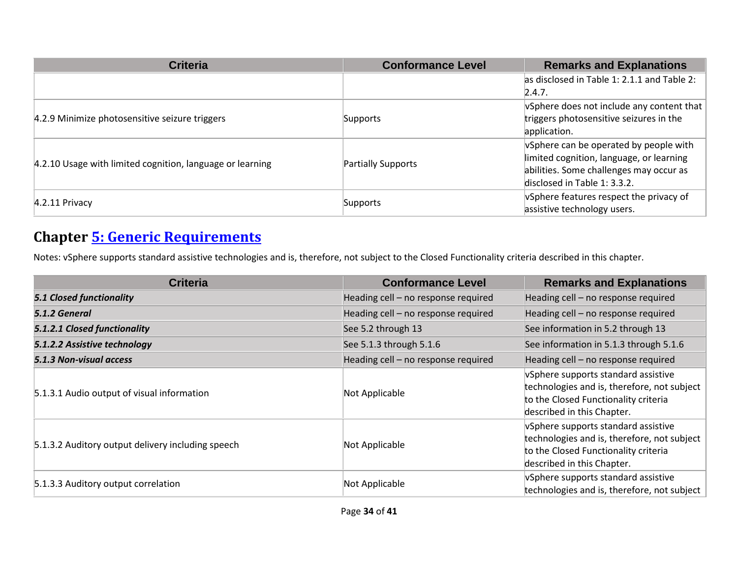| Criteria | Conformance Level | Remarks and Explanations |
|---|---|---|
| | | as disclosed in Table 1: 2.1.1 and Table 2: 2.4.7. |
| 4.2.9 Minimize photosensitive seizure triggers | Supports | vSphere does not include any content that triggers photosensitive seizures in the application. |
| 4.2.10 Usage with limited cognition, language or learning | Partially Supports | vSphere can be operated by people with limited cognition, language, or learning abilities. Some challenges may occur as disclosed in Table 1: 3.3.2. |
| 4.2.11 Privacy | Supports | vSphere features respect the privacy of assistive technology users. |

## Chapter [5: Generic Requirements]

Notes: vSphere supports standard assistive technologies and is, therefore, not subject to the Closed Functionality criteria described in this chapter.

| Criteria | Conformance Level | Remarks and Explanations |
|---|---|---|
| ***5.1 Closed functionality*** | Heading cell – no response required | Heading cell – no response required |
| ***5.1.2 General*** | Heading cell – no response required | Heading cell – no response required |
| ***5.1.2.1 Closed functionality*** | See 5.2 through 13 | See information in 5.2 through 13 |
| ***5.1.2.2 Assistive technology*** | See 5.1.3 through 5.1.6 | See information in 5.1.3 through 5.1.6 |
| ***5.1.3 Non-visual access*** | Heading cell – no response required | Heading cell – no response required |
| 5.1.3.1 Audio output of visual information | Not Applicable | vSphere supports standard assistive technologies and is, therefore, not subject to the Closed Functionality criteria described in this Chapter. |
| 5.1.3.2 Auditory output delivery including speech | Not Applicable | vSphere supports standard assistive technologies and is, therefore, not subject to the Closed Functionality criteria described in this Chapter. |
| 5.1.3.3 Auditory output correlation | Not Applicable | vSphere supports standard assistive technologies and is, therefore, not subject |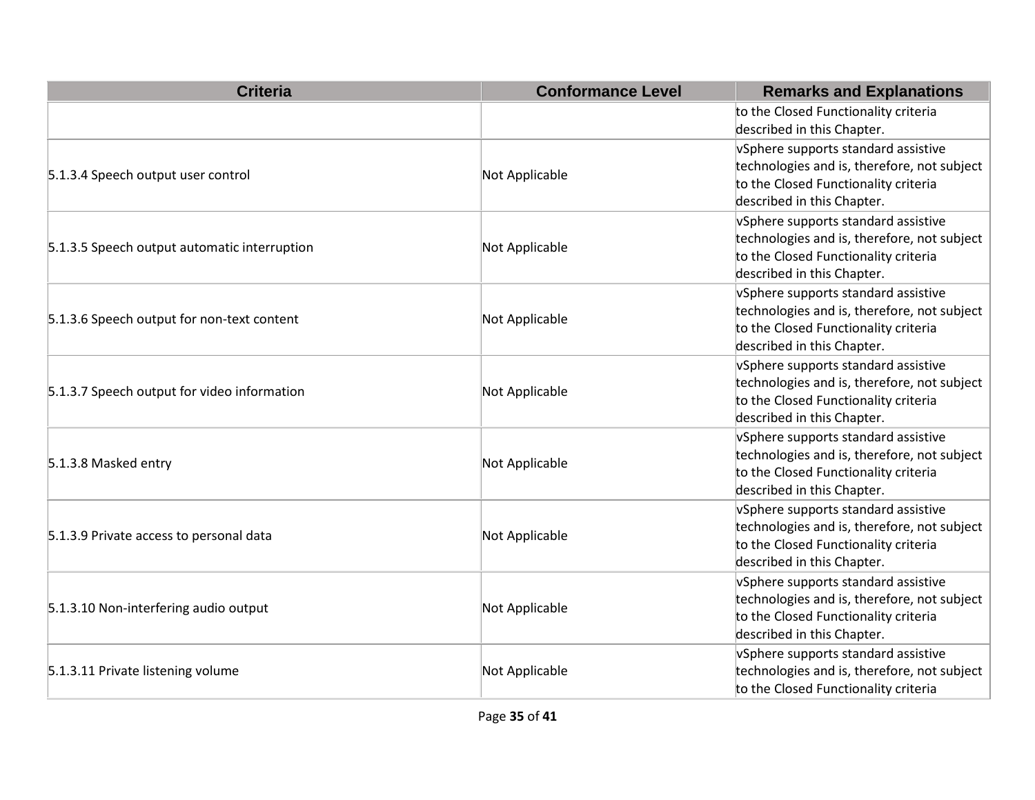| Criteria | Conformance Level | Remarks and Explanations |
|---|---|---|
| | | to the Closed Functionality criteria described in this Chapter. |
| 5.1.3.4 Speech output user control | Not Applicable | vSphere supports standard assistive technologies and is, therefore, not subject to the Closed Functionality criteria described in this Chapter. |
| 5.1.3.5 Speech output automatic interruption | Not Applicable | vSphere supports standard assistive technologies and is, therefore, not subject to the Closed Functionality criteria described in this Chapter. |
| 5.1.3.6 Speech output for non-text content | Not Applicable | vSphere supports standard assistive technologies and is, therefore, not subject to the Closed Functionality criteria described in this Chapter. |
| 5.1.3.7 Speech output for video information | Not Applicable | vSphere supports standard assistive technologies and is, therefore, not subject to the Closed Functionality criteria described in this Chapter. |
| 5.1.3.8 Masked entry | Not Applicable | vSphere supports standard assistive technologies and is, therefore, not subject to the Closed Functionality criteria described in this Chapter. |
| 5.1.3.9 Private access to personal data | Not Applicable | vSphere supports standard assistive technologies and is, therefore, not subject to the Closed Functionality criteria described in this Chapter. |
| 5.1.3.10 Non-interfering audio output | Not Applicable | vSphere supports standard assistive technologies and is, therefore, not subject to the Closed Functionality criteria described in this Chapter. |
| 5.1.3.11 Private listening volume | Not Applicable | vSphere supports standard assistive technologies and is, therefore, not subject to the Closed Functionality criteria |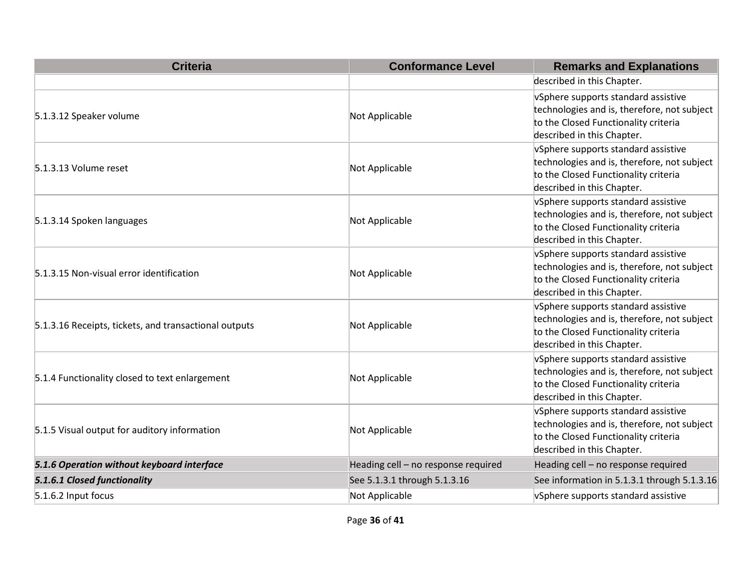| Criteria | Conformance Level | Remarks and Explanations |
|---|---|---|
| | | described in this Chapter. |
| 5.1.3.12 Speaker volume | Not Applicable | vSphere supports standard assistive technologies and is, therefore, not subject to the Closed Functionality criteria described in this Chapter. |
| 5.1.3.13 Volume reset | Not Applicable | vSphere supports standard assistive technologies and is, therefore, not subject to the Closed Functionality criteria described in this Chapter. |
| 5.1.3.14 Spoken languages | Not Applicable | vSphere supports standard assistive technologies and is, therefore, not subject to the Closed Functionality criteria described in this Chapter. |
| 5.1.3.15 Non-visual error identification | Not Applicable | vSphere supports standard assistive technologies and is, therefore, not subject to the Closed Functionality criteria described in this Chapter. |
| 5.1.3.16 Receipts, tickets, and transactional outputs | Not Applicable | vSphere supports standard assistive technologies and is, therefore, not subject to the Closed Functionality criteria described in this Chapter. |
| 5.1.4 Functionality closed to text enlargement | Not Applicable | vSphere supports standard assistive technologies and is, therefore, not subject to the Closed Functionality criteria described in this Chapter. |
| 5.1.5 Visual output for auditory information | Not Applicable | vSphere supports standard assistive technologies and is, therefore, not subject to the Closed Functionality criteria described in this Chapter. |
| ***5.1.6 Operation without keyboard interface*** | Heading cell – no response required | Heading cell – no response required |
| ***5.1.6.1 Closed functionality*** | See 5.1.3.1 through 5.1.3.16 | See information in 5.1.3.1 through 5.1.3.16 |
| 5.1.6.2 Input focus | Not Applicable | vSphere supports standard assistive |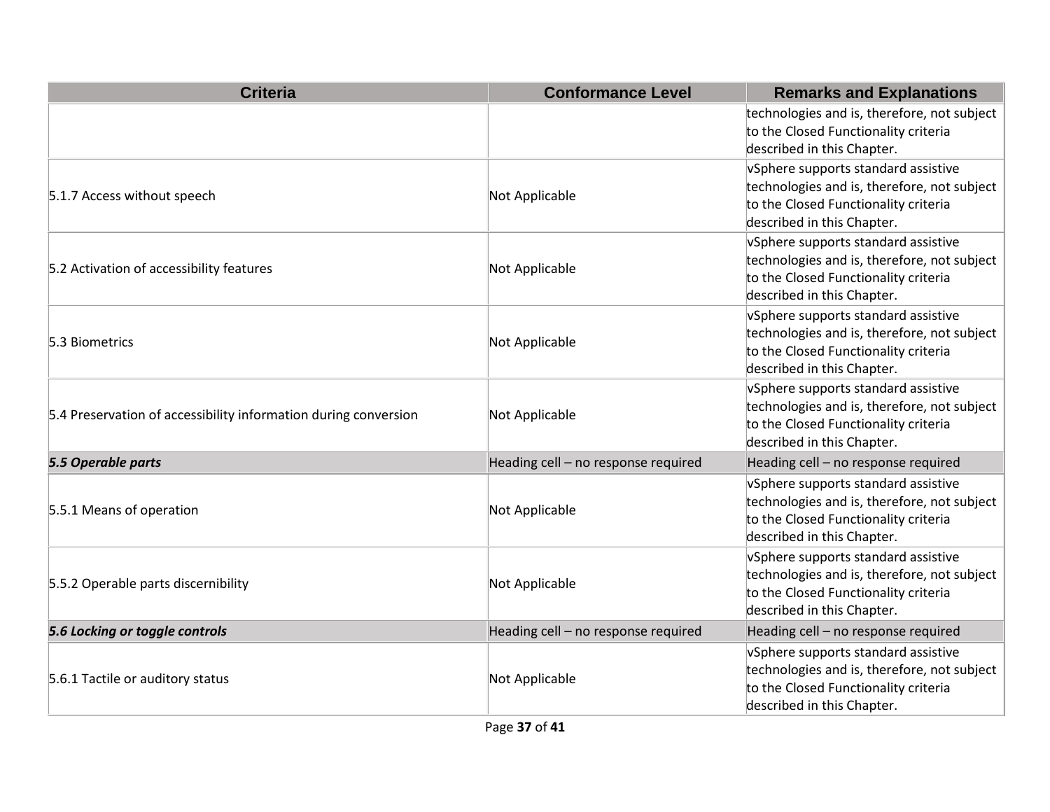| Criteria | Conformance Level | Remarks and Explanations |
|---|---|---|
| | | technologies and is, therefore, not subject to the Closed Functionality criteria described in this Chapter. |
| 5.1.7 Access without speech | Not Applicable | vSphere supports standard assistive technologies and is, therefore, not subject to the Closed Functionality criteria described in this Chapter. |
| 5.2 Activation of accessibility features | Not Applicable | vSphere supports standard assistive technologies and is, therefore, not subject to the Closed Functionality criteria described in this Chapter. |
| 5.3 Biometrics | Not Applicable | vSphere supports standard assistive technologies and is, therefore, not subject to the Closed Functionality criteria described in this Chapter. |
| 5.4 Preservation of accessibility information during conversion | Not Applicable | vSphere supports standard assistive technologies and is, therefore, not subject to the Closed Functionality criteria described in this Chapter. |
| ***5.5 Operable parts*** | Heading cell – no response required | Heading cell – no response required |
| 5.5.1 Means of operation | Not Applicable | vSphere supports standard assistive technologies and is, therefore, not subject to the Closed Functionality criteria described in this Chapter. |
| 5.5.2 Operable parts discernibility | Not Applicable | vSphere supports standard assistive technologies and is, therefore, not subject to the Closed Functionality criteria described in this Chapter. |
| ***5.6 Locking or toggle controls*** | Heading cell – no response required | Heading cell – no response required |
| 5.6.1 Tactile or auditory status | Not Applicable | vSphere supports standard assistive technologies and is, therefore, not subject to the Closed Functionality criteria described in this Chapter. |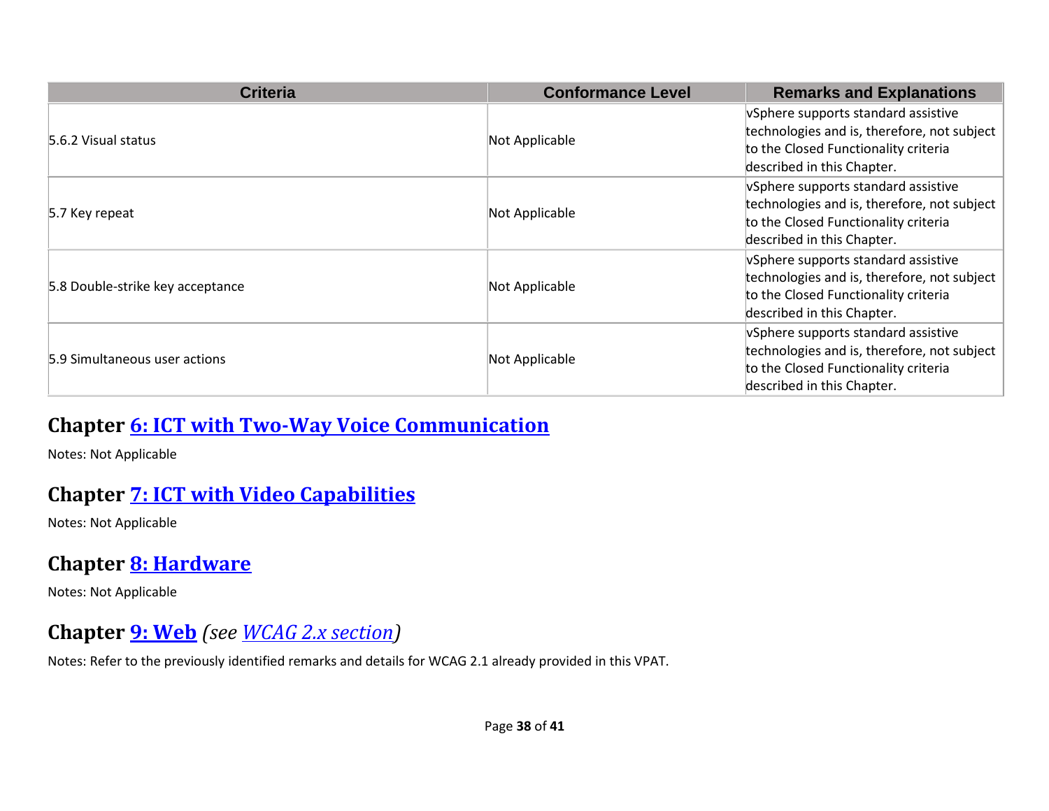| Criteria | Conformance Level | Remarks and Explanations |
|---|---|---|
| 5.6.2 Visual status | Not Applicable | vSphere supports standard assistive technologies and is, therefore, not subject to the Closed Functionality criteria described in this Chapter. |
| 5.7 Key repeat | Not Applicable | vSphere supports standard assistive technologies and is, therefore, not subject to the Closed Functionality criteria described in this Chapter. |
| 5.8 Double-strike key acceptance | Not Applicable | vSphere supports standard assistive technologies and is, therefore, not subject to the Closed Functionality criteria described in this Chapter. |
| 5.9 Simultaneous user actions | Not Applicable | vSphere supports standard assistive technologies and is, therefore, not subject to the Closed Functionality criteria described in this Chapter. |

## Chapter 6: ICT with Two-Way Voice Communication

Notes: Not Applicable

## Chapter 7: ICT with Video Capabilities

Notes: Not Applicable

## Chapter 8: Hardware

Notes: Not Applicable

## Chapter 9: Web *(see WCAG 2.x section)*

Notes: Refer to the previously identified remarks and details for WCAG 2.1 already provided in this VPAT.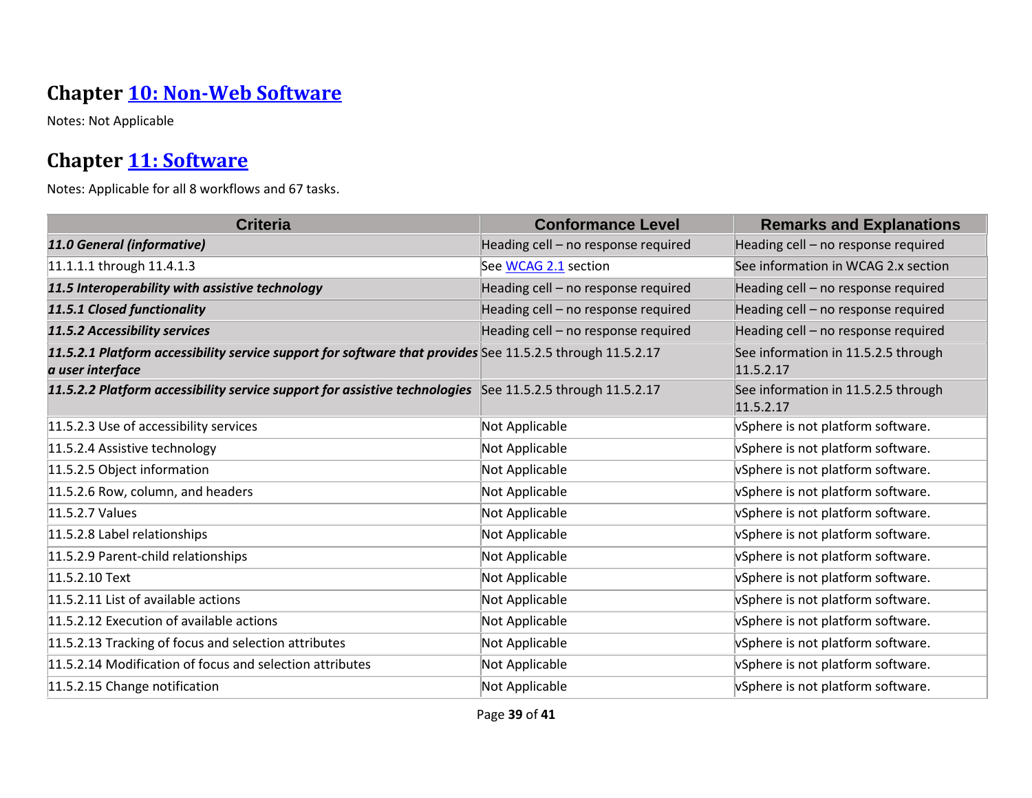## Chapter [10: Non-Web Software]

Notes: Not Applicable

## Chapter [11: Software]

Notes: Applicable for all 8 workflows and 67 tasks.

| Criteria | Conformance Level | Remarks and Explanations |
|---|---|---|
| ***11.0 General (informative)*** | Heading cell – no response required | Heading cell – no response required |
| 11.1.1.1 through 11.4.1.3 | See WCAG 2.1 section | See information in WCAG 2.x section |
| ***11.5 Interoperability with assistive technology*** | Heading cell – no response required | Heading cell – no response required |
| ***11.5.1 Closed functionality*** | Heading cell – no response required | Heading cell – no response required |
| ***11.5.2 Accessibility services*** | Heading cell – no response required | Heading cell – no response required |
| ***11.5.2.1 Platform accessibility service support for software that provides a user interface*** | See 11.5.2.5 through 11.5.2.17 | See information in 11.5.2.5 through 11.5.2.17 |
| ***11.5.2.2 Platform accessibility service support for assistive technologies*** | See 11.5.2.5 through 11.5.2.17 | See information in 11.5.2.5 through 11.5.2.17 |
| 11.5.2.3 Use of accessibility services | Not Applicable | vSphere is not platform software. |
| 11.5.2.4 Assistive technology | Not Applicable | vSphere is not platform software. |
| 11.5.2.5 Object information | Not Applicable | vSphere is not platform software. |
| 11.5.2.6 Row, column, and headers | Not Applicable | vSphere is not platform software. |
| 11.5.2.7 Values | Not Applicable | vSphere is not platform software. |
| 11.5.2.8 Label relationships | Not Applicable | vSphere is not platform software. |
| 11.5.2.9 Parent-child relationships | Not Applicable | vSphere is not platform software. |
| 11.5.2.10 Text | Not Applicable | vSphere is not platform software. |
| 11.5.2.11 List of available actions | Not Applicable | vSphere is not platform software. |
| 11.5.2.12 Execution of available actions | Not Applicable | vSphere is not platform software. |
| 11.5.2.13 Tracking of focus and selection attributes | Not Applicable | vSphere is not platform software. |
| 11.5.2.14 Modification of focus and selection attributes | Not Applicable | vSphere is not platform software. |
| 11.5.2.15 Change notification | Not Applicable | vSphere is not platform software. |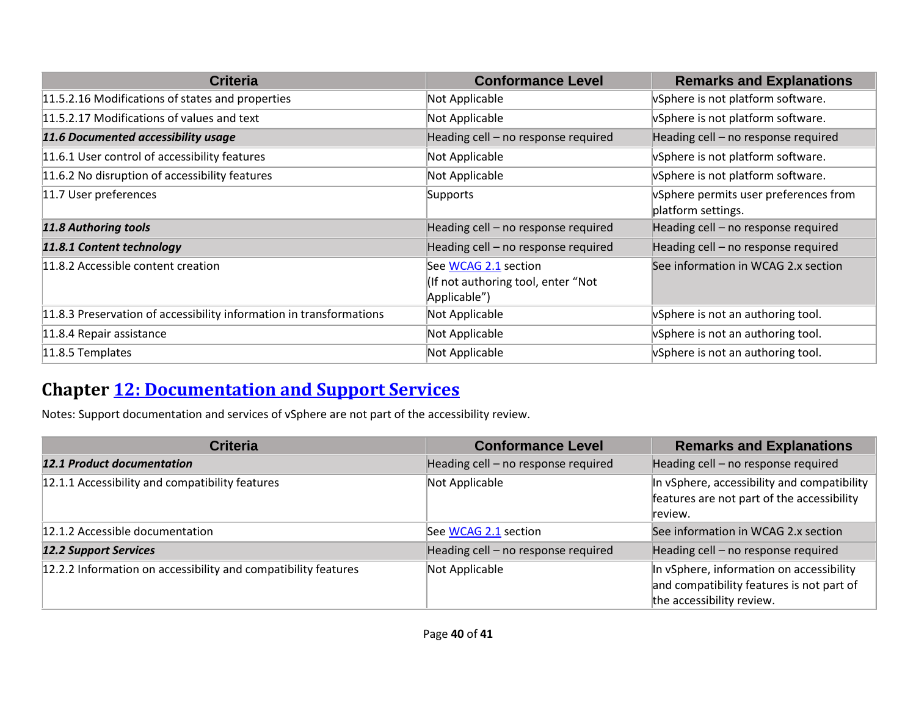| Criteria | Conformance Level | Remarks and Explanations |
|---|---|---|
| 11.5.2.16 Modifications of states and properties | Not Applicable | vSphere is not platform software. |
| 11.5.2.17 Modifications of values and text | Not Applicable | vSphere is not platform software. |
| ***11.6 Documented accessibility usage*** | Heading cell – no response required | Heading cell – no response required |
| 11.6.1 User control of accessibility features | Not Applicable | vSphere is not platform software. |
| 11.6.2 No disruption of accessibility features | Not Applicable | vSphere is not platform software. |
| 11.7 User preferences | Supports | vSphere permits user preferences from platform settings. |
| ***11.8 Authoring tools*** | Heading cell – no response required | Heading cell – no response required |
| ***11.8.1 Content technology*** | Heading cell – no response required | Heading cell – no response required |
| 11.8.2 Accessible content creation | See WCAG 2.1 section (If not authoring tool, enter "Not Applicable") | See information in WCAG 2.x section |
| 11.8.3 Preservation of accessibility information in transformations | Not Applicable | vSphere is not an authoring tool. |
| 11.8.4 Repair assistance | Not Applicable | vSphere is not an authoring tool. |
| 11.8.5 Templates | Not Applicable | vSphere is not an authoring tool. |

## Chapter 12: Documentation and Support Services

Notes: Support documentation and services of vSphere are not part of the accessibility review.

| Criteria | Conformance Level | Remarks and Explanations |
|---|---|---|
| ***12.1 Product documentation*** | Heading cell – no response required | Heading cell – no response required |
| 12.1.1 Accessibility and compatibility features | Not Applicable | In vSphere, accessibility and compatibility features are not part of the accessibility review. |
| 12.1.2 Accessible documentation | See WCAG 2.1 section | See information in WCAG 2.x section |
| ***12.2 Support Services*** | Heading cell – no response required | Heading cell – no response required |
| 12.2.2 Information on accessibility and compatibility features | Not Applicable | In vSphere, information on accessibility and compatibility features is not part of the accessibility review. |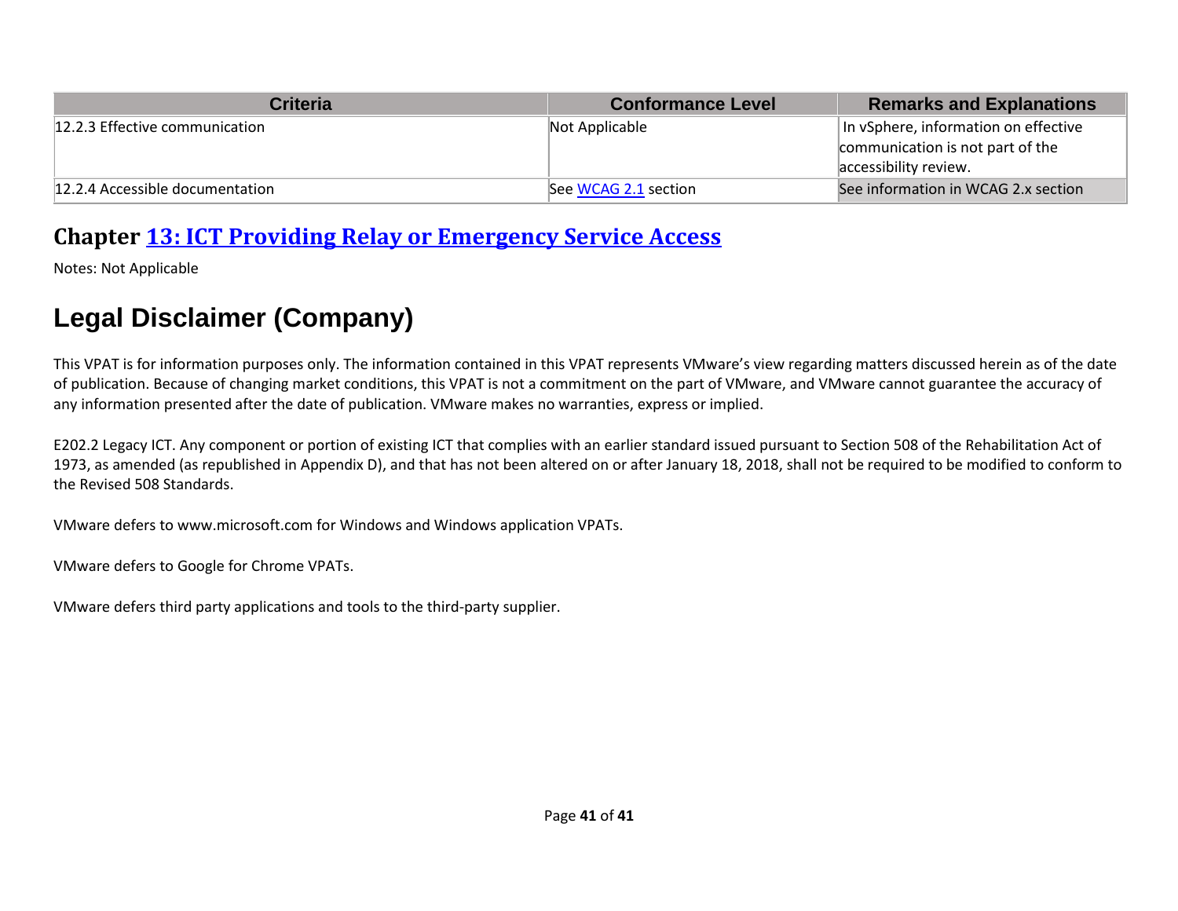| Criteria | Conformance Level | Remarks and Explanations |
| --- | --- | --- |
| 12.2.3 Effective communication | Not Applicable | In vSphere, information on effective communication is not part of the accessibility review. |
| 12.2.4 Accessible documentation | See [WCAG 2.1](#) section | See information in WCAG 2.x section |

## Chapter [13: ICT Providing Relay or Emergency Service Access](#)

Notes: Not Applicable

# Legal Disclaimer (Company)

This VPAT is for information purposes only. The information contained in this VPAT represents VMware's view regarding matters discussed herein as of the date of publication. Because of changing market conditions, this VPAT is not a commitment on the part of VMware, and VMware cannot guarantee the accuracy of any information presented after the date of publication. VMware makes no warranties, express or implied.

E202.2 Legacy ICT. Any component or portion of existing ICT that complies with an earlier standard issued pursuant to Section 508 of the Rehabilitation Act of 1973, as amended (as republished in Appendix D), and that has not been altered on or after January 18, 2018, shall not be required to be modified to conform to the Revised 508 Standards.

VMware defers to www.microsoft.com for Windows and Windows application VPATs.

VMware defers to Google for Chrome VPATs.

VMware defers third party applications and tools to the third-party supplier.